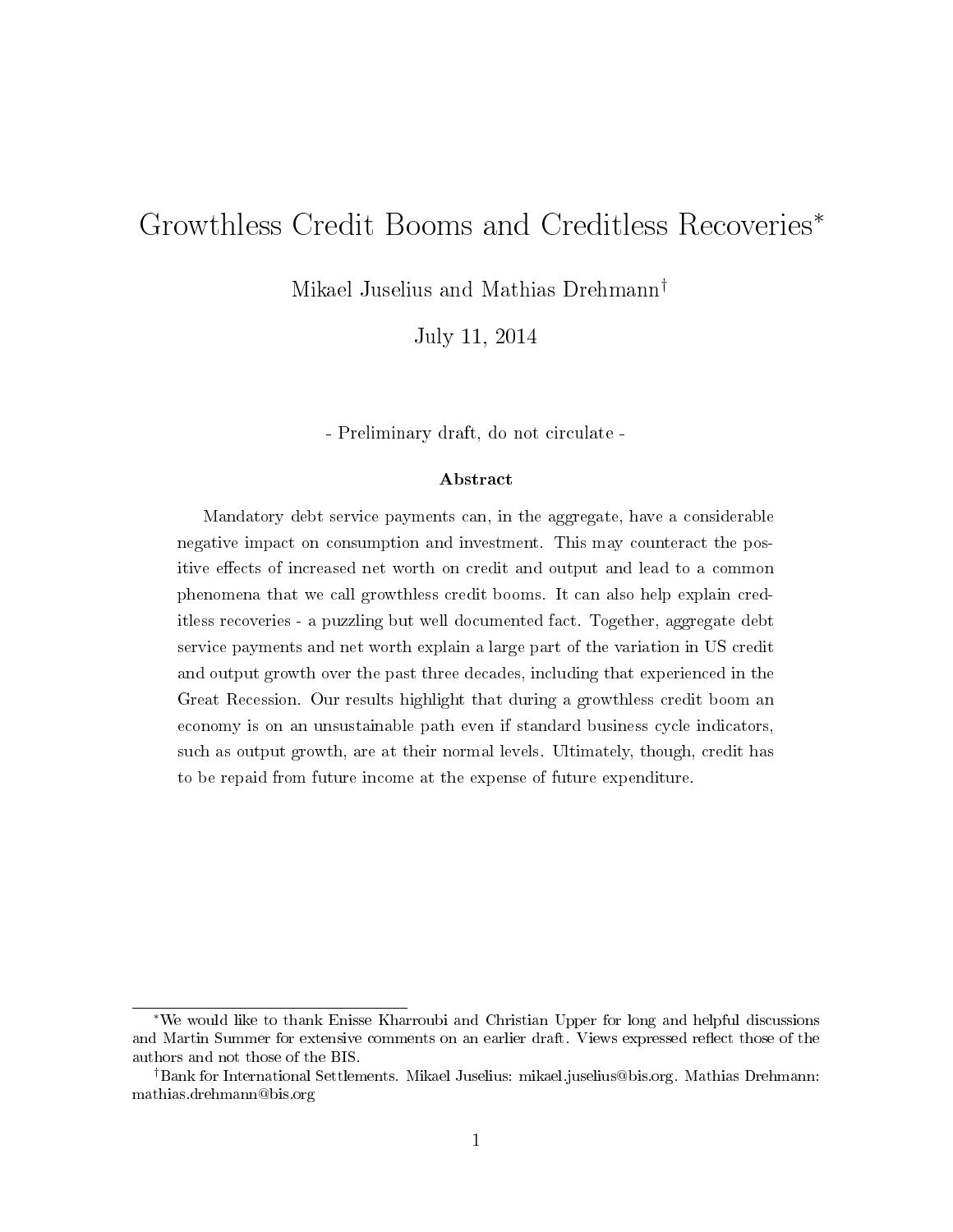# Growthless Credit Booms and Creditless Recoveries*

Mikael Juselius and Mathias Drehmann†

July 11, 2014

- Preliminary draft, do not circulate -

### Abstract

Mandatory debt service payments can, in the aggregate, have a considerable negative impact on consumption and investment. This may counteract the positive effects of increased net worth on credit and output and lead to a common phenomena that we call growthless credit booms. It can also help explain creditless recoveries - a puzzling but well documented fact. Together, aggregate debt service payments and net worth explain a large part of the variation in US credit and output growth over the past three decades, including that experienced in the Great Recession. Our results highlight that during a growthless credit boom an economy is on an unsustainable path even if standard business cycle indicators, such as output growth, are at their normal levels. Ultimately, though, credit has to be repaid from future income at the expense of future expenditure.

---

*We would like to thank Enisse Kharroubi and Christian Upper for long and helpful discussions and Martin Summer for extensive comments on an earlier draft. Views expressed reflect those of the authors and not those of the BIS.

†Bank for International Settlements. Mikael Juselius: mikael.juselius@bis.org. Mathias Drehmann: mathias.drehmann@bis.org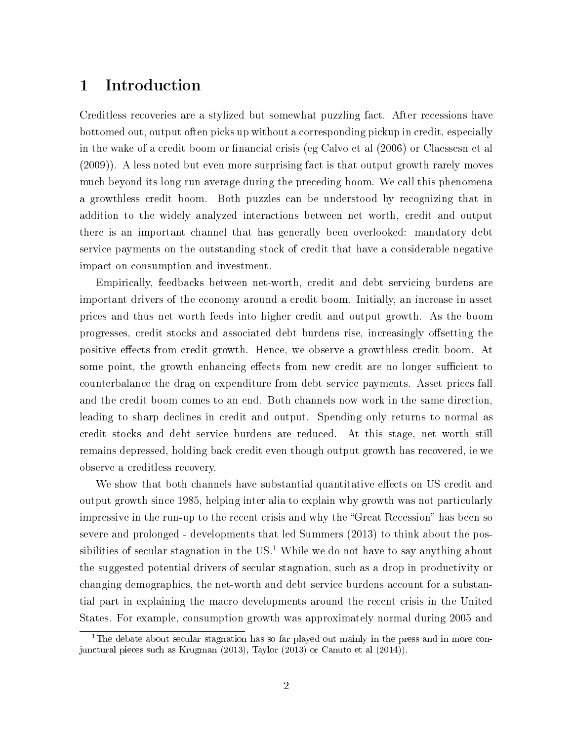# 1 Introduction

Creditless recoveries are a stylized but somewhat puzzling fact. After recessions have bottomed out, output often picks up without a corresponding pickup in credit, especially in the wake of a credit boom or financial crisis (eg Calvo et al (2006) or Claessesn et al (2009)). A less noted but even more surprising fact is that output growth rarely moves much beyond its long-run average during the preceding boom. We call this phenomena a growthless credit boom. Both puzzles can be understood by recognizing that in addition to the widely analyzed interactions between net worth, credit and output there is an important channel that has generally been overlooked: mandatory debt service payments on the outstanding stock of credit that have a considerable negative impact on consumption and investment.

Empirically, feedbacks between net-worth, credit and debt servicing burdens are important drivers of the economy around a credit boom. Initially, an increase in asset prices and thus net worth feeds into higher credit and output growth. As the boom progresses, credit stocks and associated debt burdens rise, increasingly offsetting the positive effects from credit growth. Hence, we observe a growthless credit boom. At some point, the growth enhancing effects from new credit are no longer sufficient to counterbalance the drag on expenditure from debt service payments. Asset prices fall and the credit boom comes to an end. Both channels now work in the same direction, leading to sharp declines in credit and output. Spending only returns to normal as credit stocks and debt service burdens are reduced. At this stage, net worth still remains depressed, holding back credit even though output growth has recovered, ie we observe a creditless recovery.

We show that both channels have substantial quantitative effects on US credit and output growth since 1985, helping inter alia to explain why growth was not particularly impressive in the run-up to the recent crisis and why the "Great Recession" has been so severe and prolonged - developments that led Summers (2013) to think about the possibilities of secular stagnation in the US.[1] While we do not have to say anything about the suggested potential drivers of secular stagnation, such as a drop in productivity or changing demographics, the net-worth and debt service burdens account for a substantial part in explaining the macro developments around the recent crisis in the United States. For example, consumption growth was approximately normal during 2005 and

[1] The debate about secular stagnation has so far played out mainly in the press and in more conjunctural pieces such as Krugman (2013), Taylor (2013) or Canuto et al (2014)).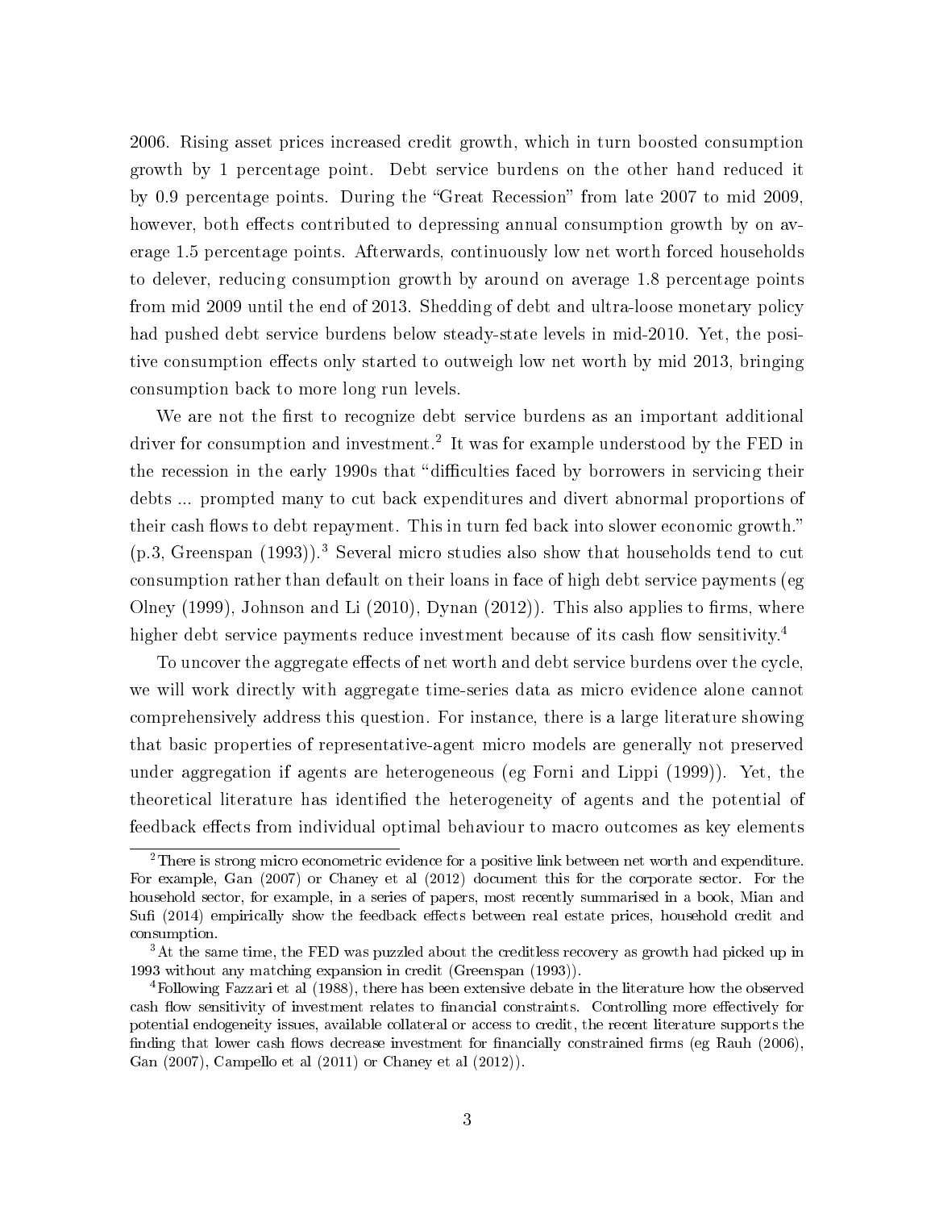2006. Rising asset prices increased credit growth, which in turn boosted consumption growth by 1 percentage point. Debt service burdens on the other hand reduced it by 0.9 percentage points. During the "Great Recession" from late 2007 to mid 2009, however, both effects contributed to depressing annual consumption growth by on average 1.5 percentage points. Afterwards, continuously low net worth forced households to delever, reducing consumption growth by around on average 1.8 percentage points from mid 2009 until the end of 2013. Shedding of debt and ultra-loose monetary policy had pushed debt service burdens below steady-state levels in mid-2010. Yet, the positive consumption effects only started to outweigh low net worth by mid 2013, bringing consumption back to more long run levels.

We are not the first to recognize debt service burdens as an important additional driver for consumption and investment.[2] It was for example understood by the FED in the recession in the early 1990s that "difficulties faced by borrowers in servicing their debts ... prompted many to cut back expenditures and divert abnormal proportions of their cash flows to debt repayment. This in turn fed back into slower economic growth." (p.3, Greenspan (1993)).[3] Several micro studies also show that households tend to cut consumption rather than default on their loans in face of high debt service payments (eg Olney (1999), Johnson and Li (2010), Dynan (2012)). This also applies to firms, where higher debt service payments reduce investment because of its cash flow sensitivity.[4]

To uncover the aggregate effects of net worth and debt service burdens over the cycle, we will work directly with aggregate time-series data as micro evidence alone cannot comprehensively address this question. For instance, there is a large literature showing that basic properties of representative-agent micro models are generally not preserved under aggregation if agents are heterogeneous (eg Forni and Lippi (1999)). Yet, the theoretical literature has identified the heterogeneity of agents and the potential of feedback effects from individual optimal behaviour to macro outcomes as key elements

---

[2] There is strong micro econometric evidence for a positive link between net worth and expenditure. For example, Gan (2007) or Chaney et al (2012) document this for the corporate sector. For the household sector, for example, in a series of papers, most recently summarised in a book, Mian and Sufi (2014) empirically show the feedback effects between real estate prices, household credit and consumption.

[3] At the same time, the FED was puzzled about the creditless recovery as growth had picked up in 1993 without any matching expansion in credit (Greenspan (1993)).

[4] Following Fazzari et al (1988), there has been extensive debate in the literature how the observed cash flow sensitivity of investment relates to financial constraints. Controlling more effectively for potential endogeneity issues, available collateral or access to credit, the recent literature supports the finding that lower cash flows decrease investment for financially constrained firms (eg Rauh (2006), Gan (2007), Campello et al (2011) or Chaney et al (2012)).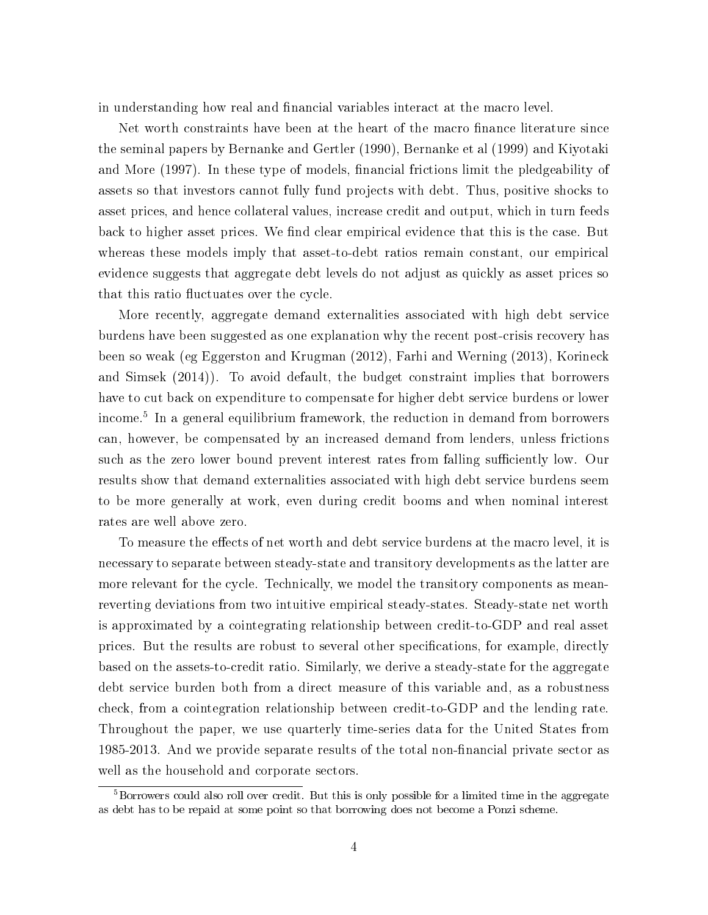in understanding how real and financial variables interact at the macro level.

Net worth constraints have been at the heart of the macro finance literature since the seminal papers by Bernanke and Gertler (1990), Bernanke et al (1999) and Kiyotaki and More (1997). In these type of models, financial frictions limit the pledgeability of assets so that investors cannot fully fund projects with debt. Thus, positive shocks to asset prices, and hence collateral values, increase credit and output, which in turn feeds back to higher asset prices. We find clear empirical evidence that this is the case. But whereas these models imply that asset-to-debt ratios remain constant, our empirical evidence suggests that aggregate debt levels do not adjust as quickly as asset prices so that this ratio fluctuates over the cycle.

More recently, aggregate demand externalities associated with high debt service burdens have been suggested as one explanation why the recent post-crisis recovery has been so weak (eg Eggerston and Krugman (2012), Farhi and Werning (2013), Korineck and Simsek (2014)). To avoid default, the budget constraint implies that borrowers have to cut back on expenditure to compensate for higher debt service burdens or lower income.[5] In a general equilibrium framework, the reduction in demand from borrowers can, however, be compensated by an increased demand from lenders, unless frictions such as the zero lower bound prevent interest rates from falling sufficiently low. Our results show that demand externalities associated with high debt service burdens seem to be more generally at work, even during credit booms and when nominal interest rates are well above zero.

To measure the effects of net worth and debt service burdens at the macro level, it is necessary to separate between steady-state and transitory developments as the latter are more relevant for the cycle. Technically, we model the transitory components as mean-reverting deviations from two intuitive empirical steady-states. Steady-state net worth is approximated by a cointegrating relationship between credit-to-GDP and real asset prices. But the results are robust to several other specifications, for example, directly based on the assets-to-credit ratio. Similarly, we derive a steady-state for the aggregate debt service burden both from a direct measure of this variable and, as a robustness check, from a cointegration relationship between credit-to-GDP and the lending rate. Throughout the paper, we use quarterly time-series data for the United States from 1985-2013. And we provide separate results of the total non-financial private sector as well as the household and corporate sectors.

[5] Borrowers could also roll over credit. But this is only possible for a limited time in the aggregate as debt has to be repaid at some point so that borrowing does not become a Ponzi scheme.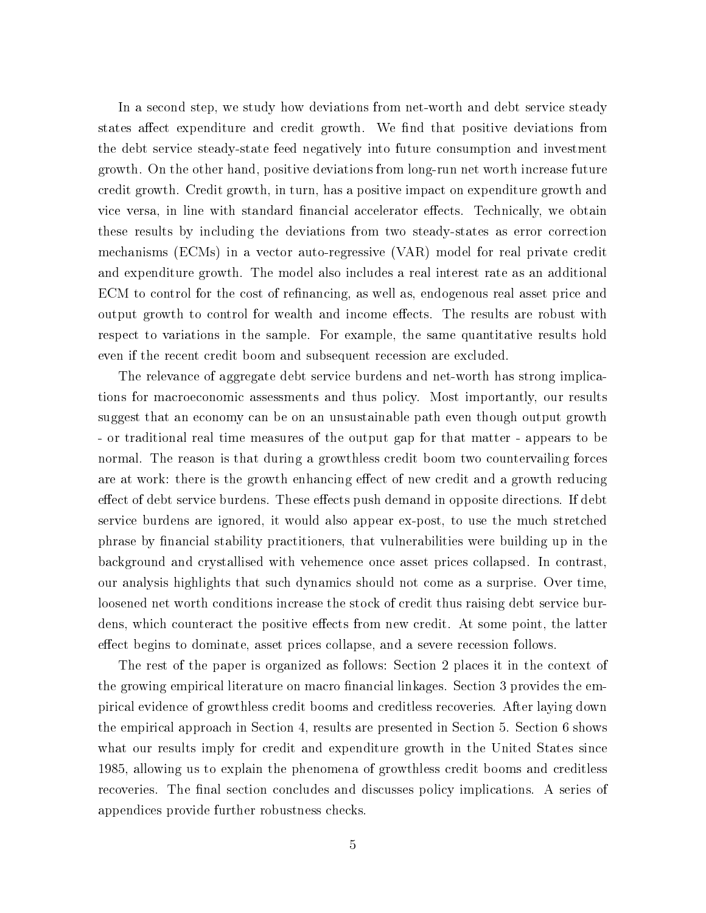In a second step, we study how deviations from net-worth and debt service steady states affect expenditure and credit growth. We find that positive deviations from the debt service steady-state feed negatively into future consumption and investment growth. On the other hand, positive deviations from long-run net worth increase future credit growth. Credit growth, in turn, has a positive impact on expenditure growth and vice versa, in line with standard financial accelerator effects. Technically, we obtain these results by including the deviations from two steady-states as error correction mechanisms (ECMs) in a vector auto-regressive (VAR) model for real private credit and expenditure growth. The model also includes a real interest rate as an additional ECM to control for the cost of refinancing, as well as, endogenous real asset price and output growth to control for wealth and income effects. The results are robust with respect to variations in the sample. For example, the same quantitative results hold even if the recent credit boom and subsequent recession are excluded.

The relevance of aggregate debt service burdens and net-worth has strong implications for macroeconomic assessments and thus policy. Most importantly, our results suggest that an economy can be on an unsustainable path even though output growth - or traditional real time measures of the output gap for that matter - appears to be normal. The reason is that during a growthless credit boom two countervailing forces are at work: there is the growth enhancing effect of new credit and a growth reducing effect of debt service burdens. These effects push demand in opposite directions. If debt service burdens are ignored, it would also appear ex-post, to use the much stretched phrase by financial stability practitioners, that vulnerabilities were building up in the background and crystallised with vehemence once asset prices collapsed. In contrast, our analysis highlights that such dynamics should not come as a surprise. Over time, loosened net worth conditions increase the stock of credit thus raising debt service burdens, which counteract the positive effects from new credit. At some point, the latter effect begins to dominate, asset prices collapse, and a severe recession follows.

The rest of the paper is organized as follows: Section 2 places it in the context of the growing empirical literature on macro financial linkages. Section 3 provides the empirical evidence of growthless credit booms and creditless recoveries. After laying down the empirical approach in Section 4, results are presented in Section 5. Section 6 shows what our results imply for credit and expenditure growth in the United States since 1985, allowing us to explain the phenomena of growthless credit booms and creditless recoveries. The final section concludes and discusses policy implications. A series of appendices provide further robustness checks.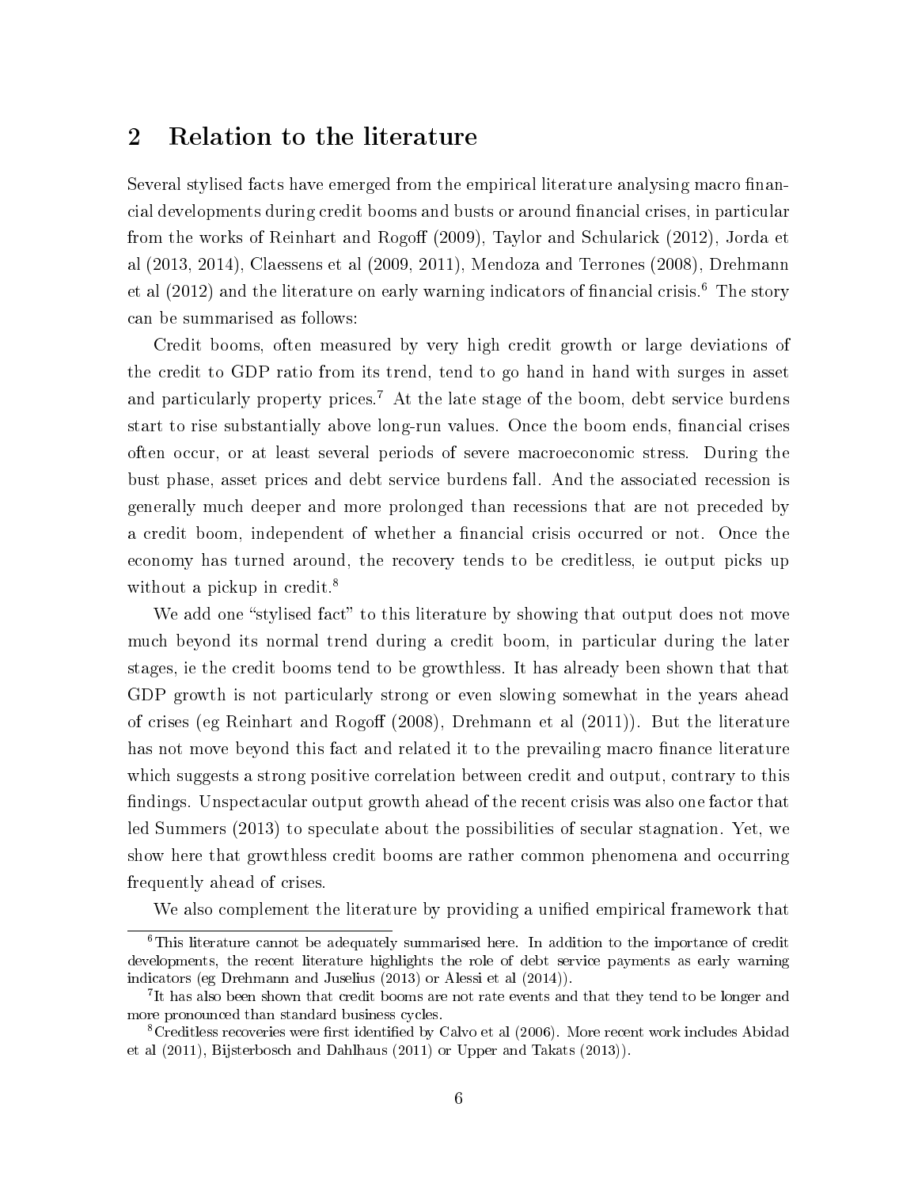## 2 Relation to the literature

Several stylised facts have emerged from the empirical literature analysing macro financial developments during credit booms and busts or around financial crises, in particular from the works of Reinhart and Rogoff (2009), Taylor and Schularick (2012), Jorda et al (2013, 2014), Claessens et al (2009, 2011), Mendoza and Terrones (2008), Drehmann et al (2012) and the literature on early warning indicators of financial crisis.[6] The story can be summarised as follows:

Credit booms, often measured by very high credit growth or large deviations of the credit to GDP ratio from its trend, tend to go hand in hand with surges in asset and particularly property prices.[7] At the late stage of the boom, debt service burdens start to rise substantially above long-run values. Once the boom ends, financial crises often occur, or at least several periods of severe macroeconomic stress. During the bust phase, asset prices and debt service burdens fall. And the associated recession is generally much deeper and more prolonged than recessions that are not preceded by a credit boom, independent of whether a financial crisis occurred or not. Once the economy has turned around, the recovery tends to be creditless, ie output picks up without a pickup in credit.[8]

We add one "stylised fact" to this literature by showing that output does not move much beyond its normal trend during a credit boom, in particular during the later stages, ie the credit booms tend to be growthless. It has already been shown that that GDP growth is not particularly strong or even slowing somewhat in the years ahead of crises (eg Reinhart and Rogoff (2008), Drehmann et al (2011)). But the literature has not move beyond this fact and related it to the prevailing macro finance literature which suggests a strong positive correlation between credit and output, contrary to this findings. Unspectacular output growth ahead of the recent crisis was also one factor that led Summers (2013) to speculate about the possibilities of secular stagnation. Yet, we show here that growthless credit booms are rather common phenomena and occurring frequently ahead of crises.

We also complement the literature by providing a unified empirical framework that

---

[6] This literature cannot be adequately summarised here. In addition to the importance of credit developments, the recent literature highlights the role of debt service payments as early warning indicators (eg Drehmann and Juselius (2013) or Alessi et al (2014)).

[7] It has also been shown that credit booms are not rate events and that they tend to be longer and more pronounced than standard business cycles.

[8] Creditless recoveries were first identified by Calvo et al (2006). More recent work includes Abidad et al (2011), Bijsterbosch and Dahlhaus (2011) or Upper and Takats (2013)).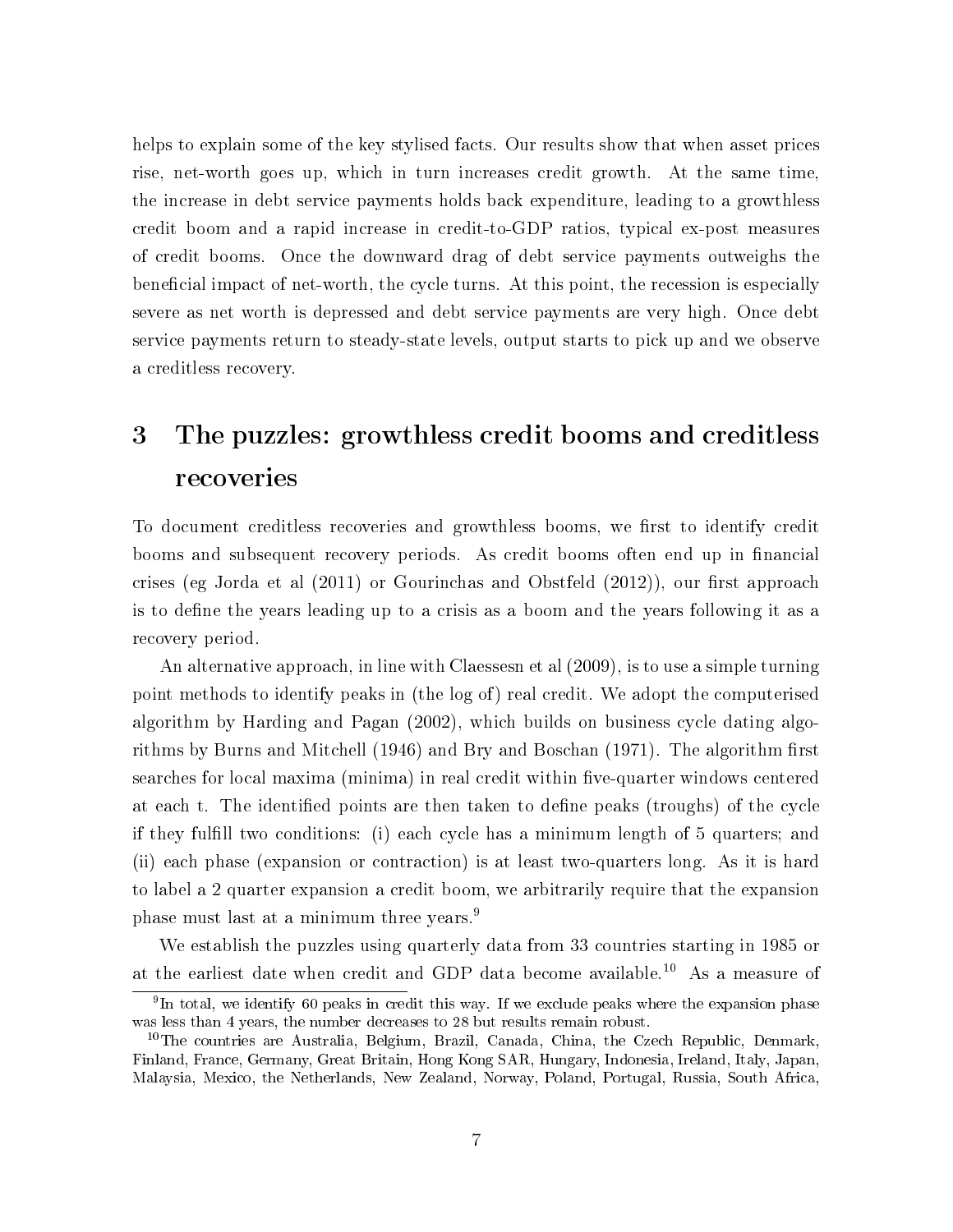helps to explain some of the key stylised facts. Our results show that when asset prices rise, net-worth goes up, which in turn increases credit growth. At the same time, the increase in debt service payments holds back expenditure, leading to a growthless credit boom and a rapid increase in credit-to-GDP ratios, typical ex-post measures of credit booms. Once the downward drag of debt service payments outweighs the beneficial impact of net-worth, the cycle turns. At this point, the recession is especially severe as net worth is depressed and debt service payments are very high. Once debt service payments return to steady-state levels, output starts to pick up and we observe a creditless recovery.

# 3 The puzzles: growthless credit booms and creditless recoveries

To document creditless recoveries and growthless booms, we first to identify credit booms and subsequent recovery periods. As credit booms often end up in financial crises (eg Jorda et al (2011) or Gourinchas and Obstfeld (2012)), our first approach is to define the years leading up to a crisis as a boom and the years following it as a recovery period.

An alternative approach, in line with Claessesn et al (2009), is to use a simple turning point methods to identify peaks in (the log of) real credit. We adopt the computerised algorithm by Harding and Pagan (2002), which builds on business cycle dating algorithms by Burns and Mitchell (1946) and Bry and Boschan (1971). The algorithm first searches for local maxima (minima) in real credit within five-quarter windows centered at each t. The identified points are then taken to define peaks (troughs) of the cycle if they fulfill two conditions: (i) each cycle has a minimum length of 5 quarters; and (ii) each phase (expansion or contraction) is at least two-quarters long. As it is hard to label a 2 quarter expansion a credit boom, we arbitrarily require that the expansion phase must last at a minimum three years.[9]

We establish the puzzles using quarterly data from 33 countries starting in 1985 or at the earliest date when credit and GDP data become available.[10] As a measure of

[9] In total, we identify 60 peaks in credit this way. If we exclude peaks where the expansion phase was less than 4 years, the number decreases to 28 but results remain robust.

[10] The countries are Australia, Belgium, Brazil, Canada, China, the Czech Republic, Denmark, Finland, France, Germany, Great Britain, Hong Kong SAR, Hungary, Indonesia, Ireland, Italy, Japan, Malaysia, Mexico, the Netherlands, New Zealand, Norway, Poland, Portugal, Russia, South Africa,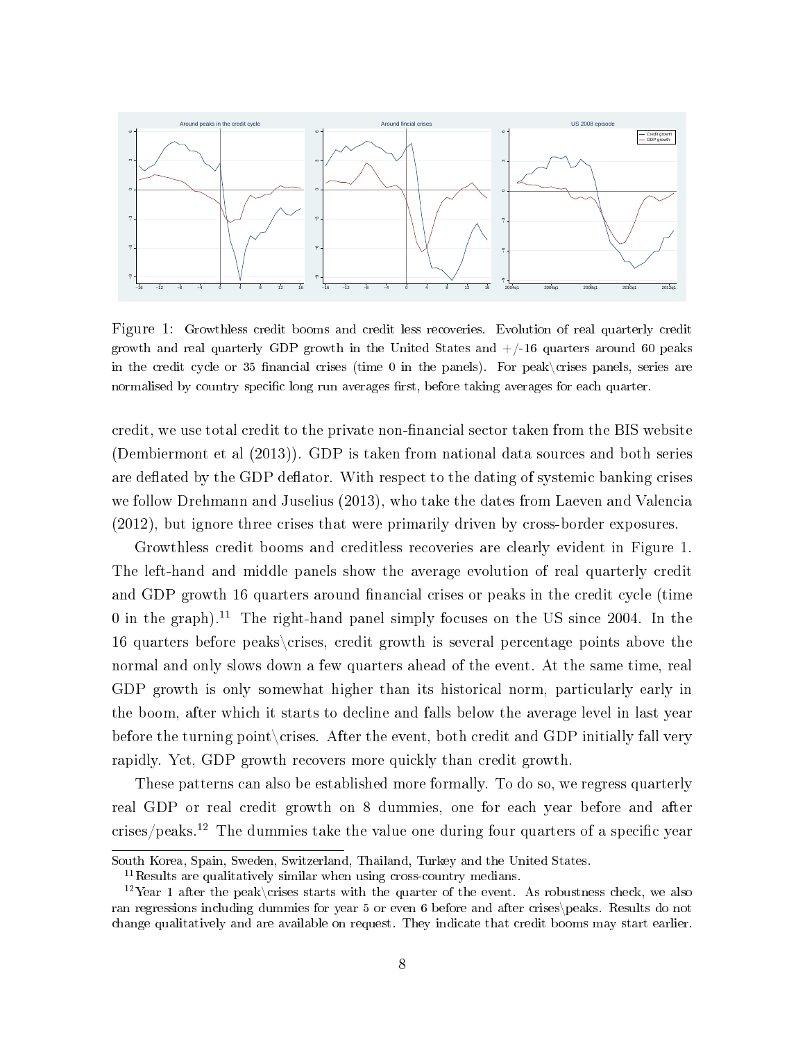Figure 1: Growthless credit booms and credit less recoveries. Evolution of real quarterly credit growth and real quarterly GDP growth in the United States and +/-16 quarters around 60 peaks in the credit cycle or 35 financial crises (time 0 in the panels). For peak\crises panels, series are normalised by country specific long run averages first, before taking averages for each quarter.

credit, we use total credit to the private non-financial sector taken from the BIS website (Dembiermont et al (2013)). GDP is taken from national data sources and both series are deflated by the GDP deflator. With respect to the dating of systemic banking crises we follow Drehmann and Juselius (2013), who take the dates from Laeven and Valencia (2012), but ignore three crises that were primarily driven by cross-border exposures.

Growthless credit booms and creditless recoveries are clearly evident in Figure 1. The left-hand and middle panels show the average evolution of real quarterly credit and GDP growth 16 quarters around financial crises or peaks in the credit cycle (time 0 in the graph).[11] The right-hand panel simply focuses on the US since 2004. In the 16 quarters before peaks\crises, credit growth is several percentage points above the normal and only slows down a few quarters ahead of the event. At the same time, real GDP growth is only somewhat higher than its historical norm, particularly early in the boom, after which it starts to decline and falls below the average level in last year before the turning point\crises. After the event, both credit and GDP initially fall very rapidly. Yet, GDP growth recovers more quickly than credit growth.

These patterns can also be established more formally. To do so, we regress quarterly real GDP or real credit growth on 8 dummies, one for each year before and after crises/peaks.[12] The dummies take the value one during four quarters of a specific year

South Korea, Spain, Sweden, Switzerland, Thailand, Turkey and the United States.

[11] Results are qualitatively similar when using cross-country medians.

[12] Year 1 after the peak\crises starts with the quarter of the event. As robustness check, we also ran regressions including dummies for year 5 or even 6 before and after crises\peaks. Results do not change qualitatively and are available on request. They indicate that credit booms may start earlier.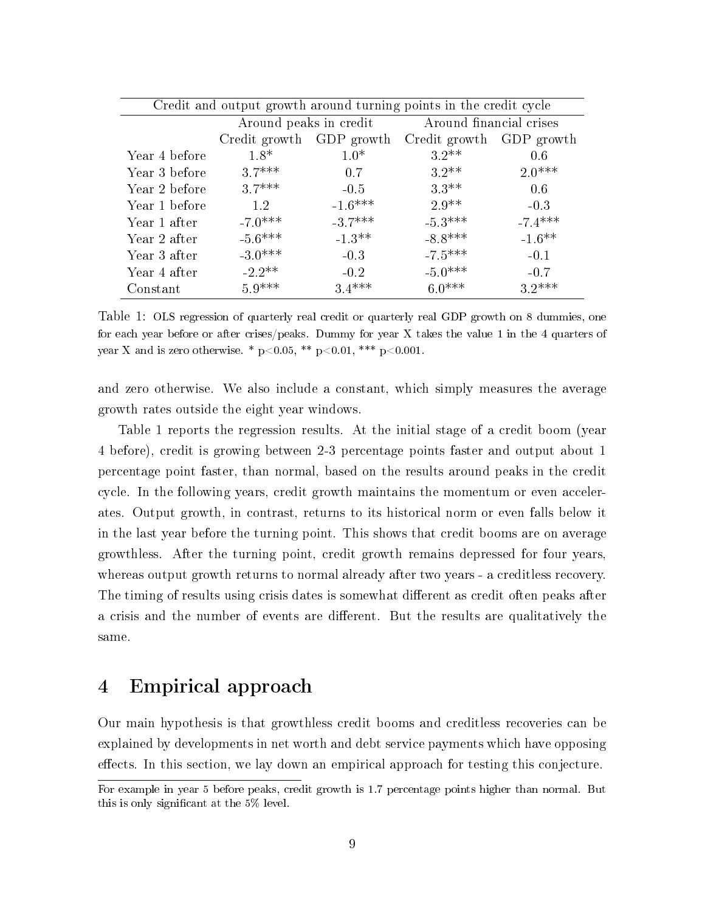| Credit and output growth around turning points in the credit cycle | | | | |
|---|---|---|---|---|
| | Around peaks in credit | | Around financial crises | |
| | Credit growth | GDP growth | Credit growth | GDP growth |
| Year 4 before | 1.8* | 1.0* | 3.2** | 0.6 |
| Year 3 before | 3.7*** | 0.7 | 3.2** | 2.0*** |
| Year 2 before | 3.7*** | -0.5 | 3.3** | 0.6 |
| Year 1 before | 1.2 | -1.6*** | 2.9** | -0.3 |
| Year 1 after | -7.0*** | -3.7*** | -5.3*** | -7.4*** |
| Year 2 after | -5.6*** | -1.3** | -8.8*** | -1.6** |
| Year 3 after | -3.0*** | -0.3 | -7.5*** | -0.1 |
| Year 4 after | -2.2** | -0.2 | -5.0*** | -0.7 |
| Constant | 5.9*** | 3.4*** | 6.0*** | 3.2*** |

Table 1: OLS regression of quarterly real credit or quarterly real GDP growth on 8 dummies, one for each year before or after crises/peaks. Dummy for year X takes the value 1 in the 4 quarters of year X and is zero otherwise. * $p<0.05$, ** $p<0.01$, *** $p<0.001$.

and zero otherwise. We also include a constant, which simply measures the average growth rates outside the eight year windows.

Table 1 reports the regression results. At the initial stage of a credit boom (year 4 before), credit is growing between 2-3 percentage points faster and output about 1 percentage point faster, than normal, based on the results around peaks in the credit cycle. In the following years, credit growth maintains the momentum or even accelerates. Output growth, in contrast, returns to its historical norm or even falls below it in the last year before the turning point. This shows that credit booms are on average growthless. After the turning point, credit growth remains depressed for four years, whereas output growth returns to normal already after two years - a creditless recovery. The timing of results using crisis dates is somewhat different as credit often peaks after a crisis and the number of events are different. But the results are qualitatively the same.

## 4 Empirical approach

Our main hypothesis is that growthless credit booms and creditless recoveries can be explained by developments in net worth and debt service payments which have opposing effects. In this section, we lay down an empirical approach for testing this conjecture.

---

For example in year 5 before peaks, credit growth is 1.7 percentage points higher than normal. But this is only significant at the 5% level.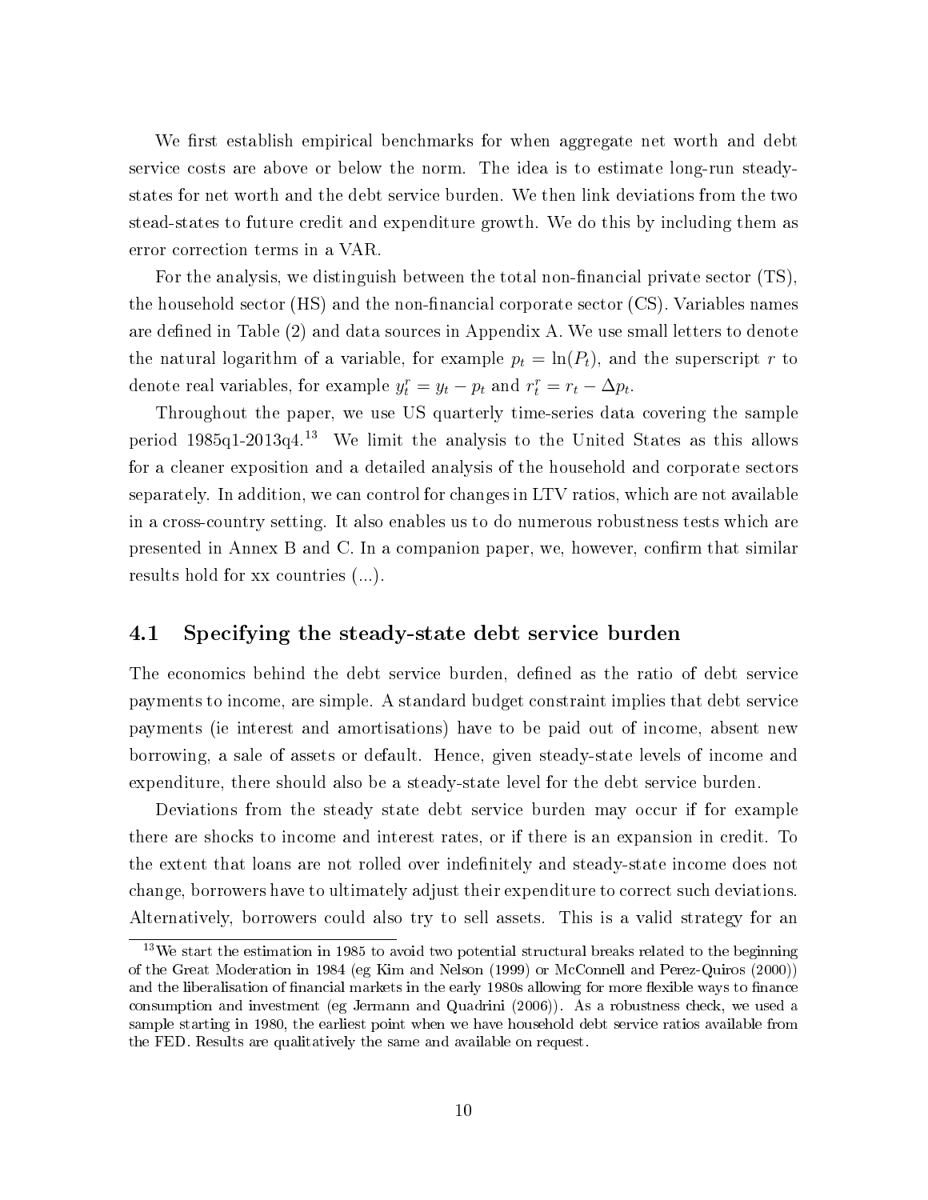We first establish empirical benchmarks for when aggregate net worth and debt service costs are above or below the norm. The idea is to estimate long-run steady-states for net worth and the debt service burden. We then link deviations from the two stead-states to future credit and expenditure growth. We do this by including them as error correction terms in a VAR.

For the analysis, we distinguish between the total non-financial private sector (TS), the household sector (HS) and the non-financial corporate sector (CS). Variables names are defined in Table (2) and data sources in Appendix A. We use small letters to denote the natural logarithm of a variable, for example $p_t = \ln(P_t)$, and the superscript $r$ to denote real variables, for example $y^r_t = y_t - p_t$ and $r^r_t = r_t - \Delta p_t$.

Throughout the paper, we use US quarterly time-series data covering the sample period 1985q1-2013q4.[13] We limit the analysis to the United States as this allows for a cleaner exposition and a detailed analysis of the household and corporate sectors separately. In addition, we can control for changes in LTV ratios, which are not available in a cross-country setting. It also enables us to do numerous robustness tests which are presented in Annex B and C. In a companion paper, we, however, confirm that similar results hold for xx countries (...).

## 4.1 Specifying the steady-state debt service burden

The economics behind the debt service burden, defined as the ratio of debt service payments to income, are simple. A standard budget constraint implies that debt service payments (ie interest and amortisations) have to be paid out of income, absent new borrowing, a sale of assets or default. Hence, given steady-state levels of income and expenditure, there should also be a steady-state level for the debt service burden.

Deviations from the steady state debt service burden may occur if for example there are shocks to income and interest rates, or if there is an expansion in credit. To the extent that loans are not rolled over indefinitely and steady-state income does not change, borrowers have to ultimately adjust their expenditure to correct such deviations. Alternatively, borrowers could also try to sell assets. This is a valid strategy for an

[13] We start the estimation in 1985 to avoid two potential structural breaks related to the beginning of the Great Moderation in 1984 (eg Kim and Nelson (1999) or McConnell and Perez-Quiros (2000)) and the liberalisation of financial markets in the early 1980s allowing for more flexible ways to finance consumption and investment (eg Jermann and Quadrini (2006)). As a robustness check, we used a sample starting in 1980, the earliest point when we have household debt service ratios available from the FED. Results are qualitatively the same and available on request.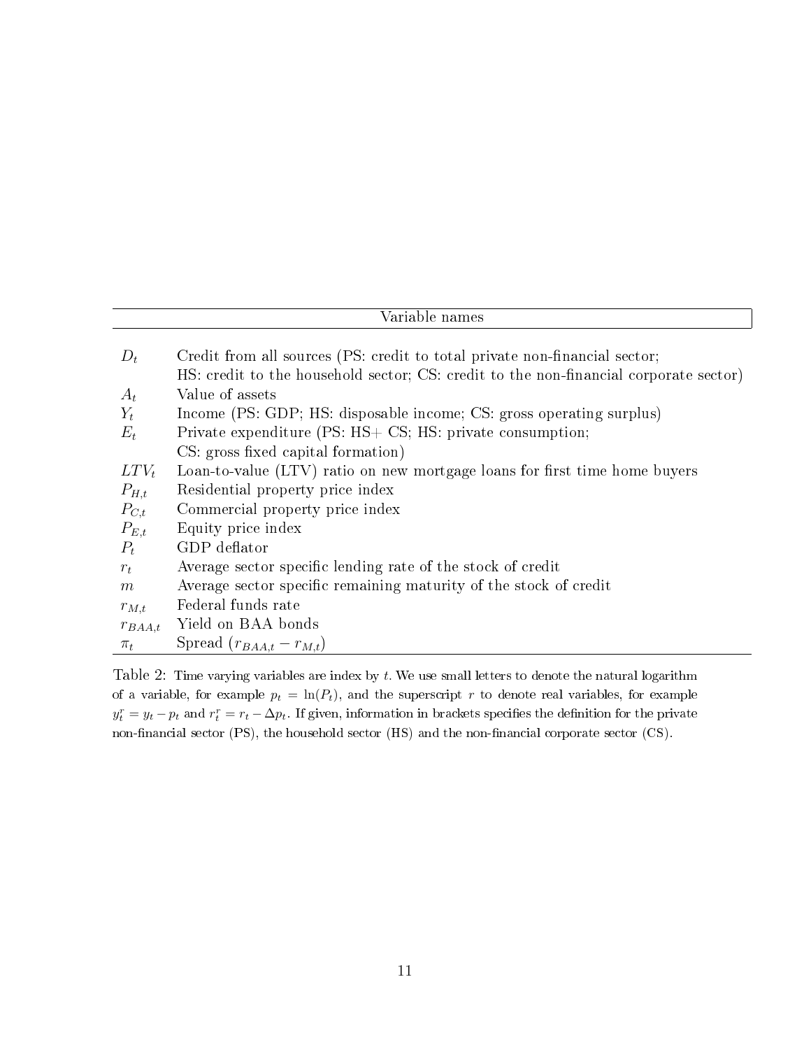| Variable names | |
|---|---|
| $D_t$ | Credit from all sources (PS: credit to total private non-financial sector; HS: credit to the household sector; CS: credit to the non-financial corporate sector) |
| $A_t$ | Value of assets |
| $Y_t$ | Income (PS: GDP; HS: disposable income; CS: gross operating surplus) |
| $E_t$ | Private expenditure (PS: HS+ CS; HS: private consumption; CS: gross fixed capital formation) |
| $LTV_t$ | Loan-to-value (LTV) ratio on new mortgage loans for first time home buyers |
| $P_{H,t}$ | Residential property price index |
| $P_{C,t}$ | Commercial property price index |
| $P_{E,t}$ | Equity price index |
| $P_t$ | GDP deflator |
| $r_t$ | Average sector specific lending rate of the stock of credit |
| $m$ | Average sector specific remaining maturity of the stock of credit |
| $r_{M,t}$ | Federal funds rate |
| $r_{BAA,t}$ | Yield on BAA bonds |
| $\pi_t$ | Spread ($r_{BAA,t} - r_{M,t}$) |

Table 2: Time varying variables are index by $t$. We use small letters to denote the natural logarithm of a variable, for example $p_t = \ln(P_t)$, and the superscript $r$ to denote real variables, for example $y_t^r = y_t - p_t$ and $r_t^r = r_t - \Delta p_t$. If given, information in brackets specifies the definition for the private non-financial sector (PS), the household sector (HS) and the non-financial corporate sector (CS).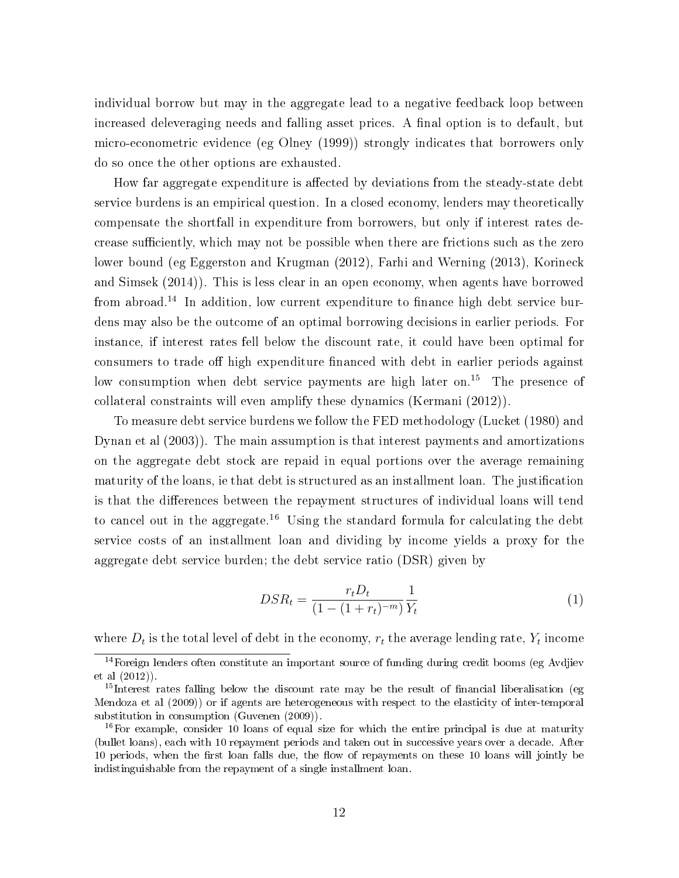individual borrow but may in the aggregate lead to a negative feedback loop between increased deleveraging needs and falling asset prices. A final option is to default, but micro-econometric evidence (eg Olney (1999)) strongly indicates that borrowers only do so once the other options are exhausted.

How far aggregate expenditure is affected by deviations from the steady-state debt service burdens is an empirical question. In a closed economy, lenders may theoretically compensate the shortfall in expenditure from borrowers, but only if interest rates decrease sufficiently, which may not be possible when there are frictions such as the zero lower bound (eg Eggerston and Krugman (2012), Farhi and Werning (2013), Korineck and Simsek (2014)). This is less clear in an open economy, when agents have borrowed from abroad.[14] In addition, low current expenditure to finance high debt service burdens may also be the outcome of an optimal borrowing decisions in earlier periods. For instance, if interest rates fell below the discount rate, it could have been optimal for consumers to trade off high expenditure financed with debt in earlier periods against low consumption when debt service payments are high later on.[15] The presence of collateral constraints will even amplify these dynamics (Kermani (2012)).

To measure debt service burdens we follow the FED methodology (Lucket (1980) and Dynan et al (2003)). The main assumption is that interest payments and amortizations on the aggregate debt stock are repaid in equal portions over the average remaining maturity of the loans, ie that debt is structured as an installment loan. The justification is that the differences between the repayment structures of individual loans will tend to cancel out in the aggregate.[16] Using the standard formula for calculating the debt service costs of an installment loan and dividing by income yields a proxy for the aggregate debt service burden; the debt service ratio (DSR) given by

$$DSR_t = \frac{r_t D_t}{(1 - (1 + r_t)^{-m})} \frac{1}{Y_t} \tag{1}$$

where $D_t$ is the total level of debt in the economy, $r_t$ the average lending rate, $Y_t$ income

[14] Foreign lenders often constitute an important source of funding during credit booms (eg Avdjiev et al (2012)).

[15] Interest rates falling below the discount rate may be the result of financial liberalisation (eg Mendoza et al (2009)) or if agents are heterogeneous with respect to the elasticity of inter-temporal substitution in consumption (Guvenen (2009)).

[16] For example, consider 10 loans of equal size for which the entire principal is due at maturity (bullet loans), each with 10 repayment periods and taken out in successive years over a decade. After 10 periods, when the first loan falls due, the flow of repayments on these 10 loans will jointly be indistinguishable from the repayment of a single installment loan.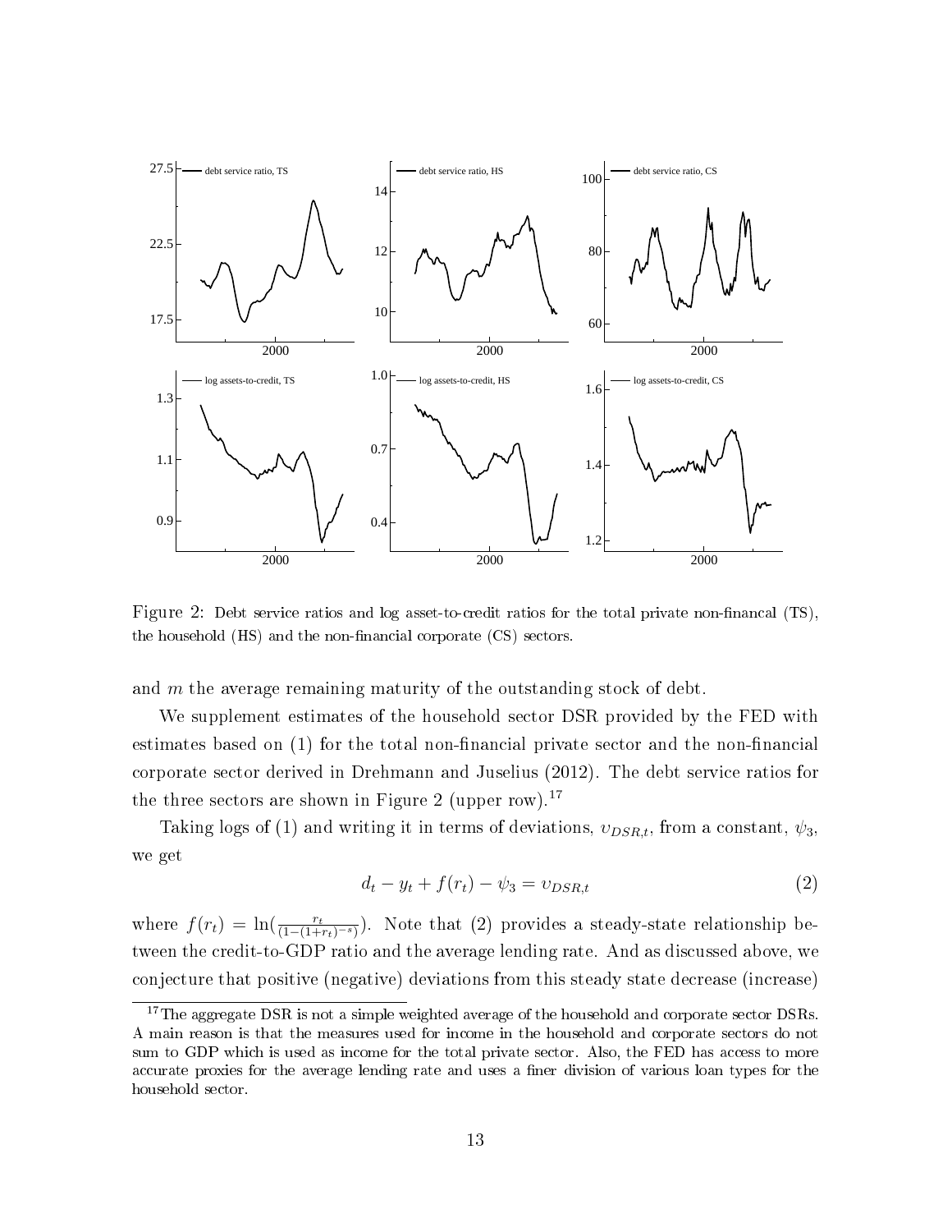Figure 2: Debt service ratios and log asset-to-credit ratios for the total private non-financal (TS), the household (HS) and the non-financial corporate (CS) sectors.

and $m$ the average remaining maturity of the outstanding stock of debt.

We supplement estimates of the household sector DSR provided by the FED with estimates based on (1) for the total non-financial private sector and the non-financial corporate sector derived in Drehmann and Juselius (2012). The debt service ratios for the three sectors are shown in Figure 2 (upper row).[17]

Taking logs of (1) and writing it in terms of deviations, $\upsilon_{DSR,t}$, from a constant, $\psi_3$, we get

$$d_t - y_t + f(r_t) - \psi_3 = \upsilon_{DSR,t} \tag{2}$$

where $f(r_t) = \ln(\frac{r_t}{(1-(1+r_t)^{-s})})$. Note that (2) provides a steady-state relationship between the credit-to-GDP ratio and the average lending rate. And as discussed above, we conjecture that positive (negative) deviations from this steady state decrease (increase)

[17] The aggregate DSR is not a simple weighted average of the household and corporate sector DSRs. A main reason is that the measures used for income in the household and corporate sectors do not sum to GDP which is used as income for the total private sector. Also, the FED has access to more accurate proxies for the average lending rate and uses a finer division of various loan types for the household sector.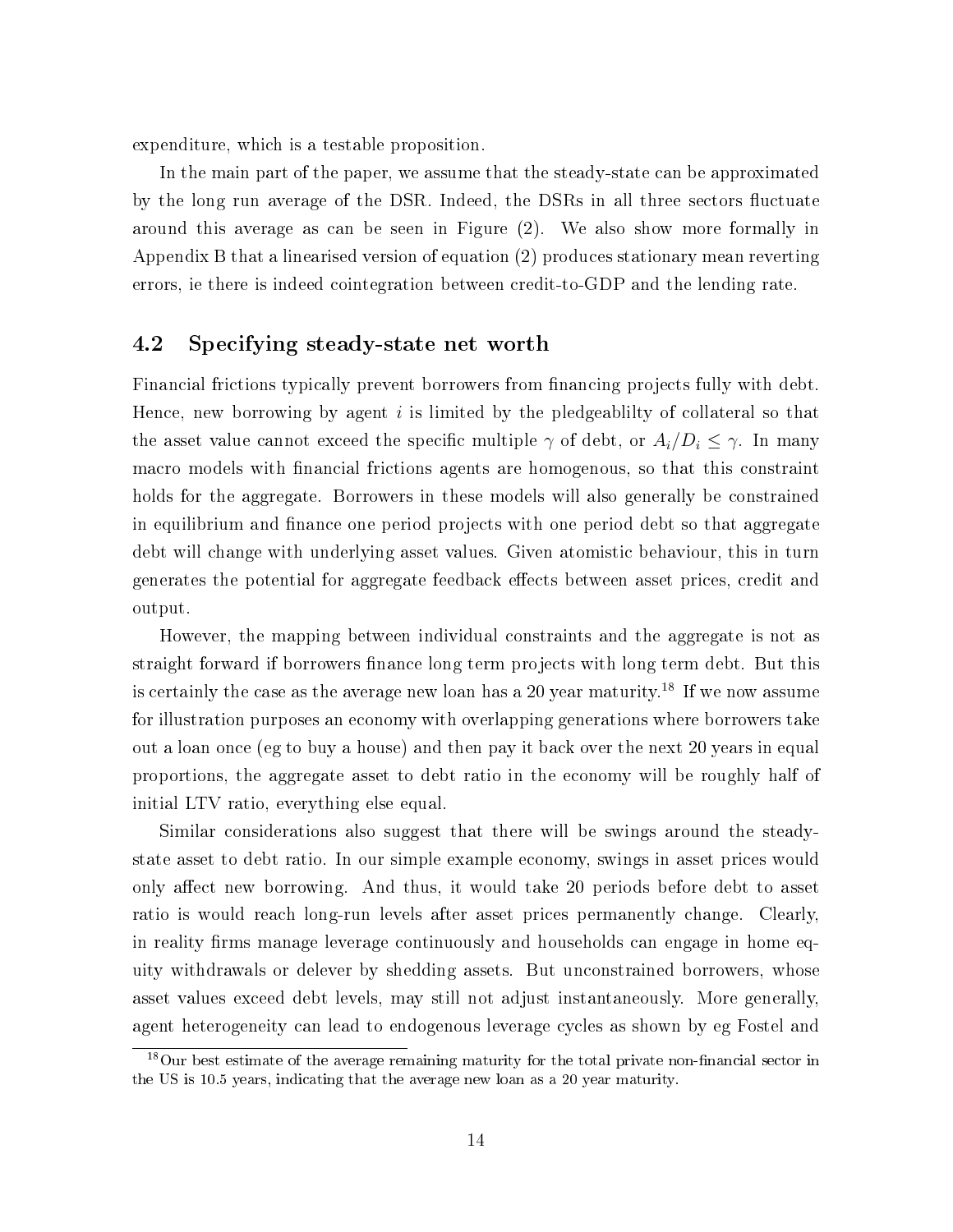expenditure, which is a testable proposition.

In the main part of the paper, we assume that the steady-state can be approximated by the long run average of the DSR. Indeed, the DSRs in all three sectors fluctuate around this average as can be seen in Figure (2). We also show more formally in Appendix B that a linearised version of equation (2) produces stationary mean reverting errors, ie there is indeed cointegration between credit-to-GDP and the lending rate.

## 4.2 Specifying steady-state net worth

Financial frictions typically prevent borrowers from financing projects fully with debt. Hence, new borrowing by agent $i$ is limited by the pledgeablilty of collateral so that the asset value cannot exceed the specific multiple $\gamma$ of debt, or $A_i/D_i \leq \gamma$. In many macro models with financial frictions agents are homogenous, so that this constraint holds for the aggregate. Borrowers in these models will also generally be constrained in equilibrium and finance one period projects with one period debt so that aggregate debt will change with underlying asset values. Given atomistic behaviour, this in turn generates the potential for aggregate feedback effects between asset prices, credit and output.

However, the mapping between individual constraints and the aggregate is not as straight forward if borrowers finance long term projects with long term debt. But this is certainly the case as the average new loan has a 20 year maturity.[18] If we now assume for illustration purposes an economy with overlapping generations where borrowers take out a loan once (eg to buy a house) and then pay it back over the next 20 years in equal proportions, the aggregate asset to debt ratio in the economy will be roughly half of initial LTV ratio, everything else equal.

Similar considerations also suggest that there will be swings around the steady-state asset to debt ratio. In our simple example economy, swings in asset prices would only affect new borrowing. And thus, it would take 20 periods before debt to asset ratio is would reach long-run levels after asset prices permanently change. Clearly, in reality firms manage leverage continuously and households can engage in home equity withdrawals or delever by shedding assets. But unconstrained borrowers, whose asset values exceed debt levels, may still not adjust instantaneously. More generally, agent heterogeneity can lead to endogenous leverage cycles as shown by eg Fostel and

[18] Our best estimate of the average remaining maturity for the total private non-financial sector in the US is 10.5 years, indicating that the average new loan as a 20 year maturity.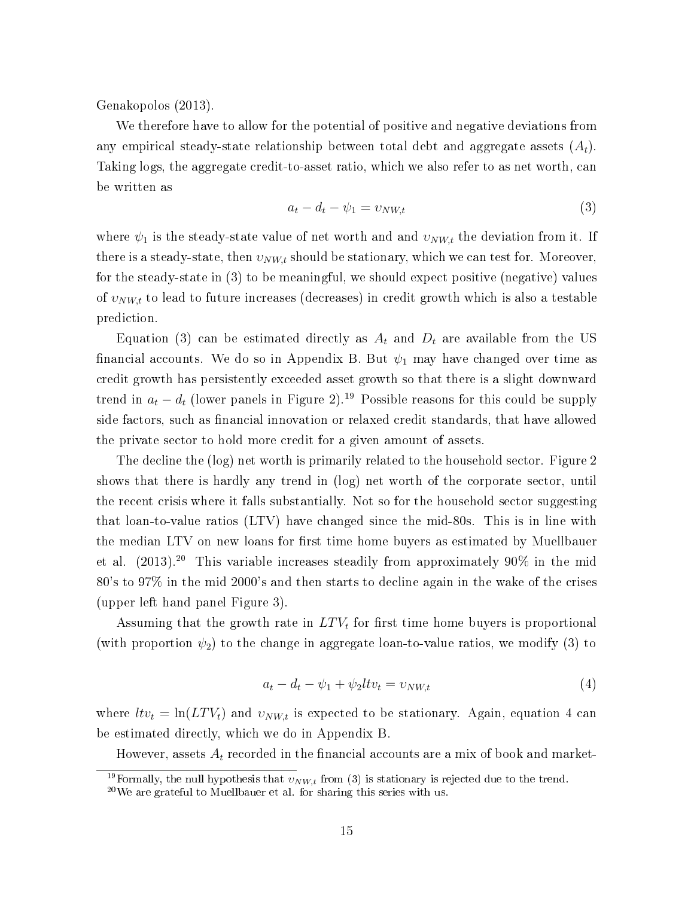Genakopolos (2013).

We therefore have to allow for the potential of positive and negative deviations from any empirical steady-state relationship between total debt and aggregate assets ($A_t$). Taking logs, the aggregate credit-to-asset ratio, which we also refer to as net worth, can be written as

$$a_t - d_t - \psi_1 = \upsilon_{NW,t} \tag{3}$$

where $\psi_1$ is the steady-state value of net worth and and $\upsilon_{NW,t}$ the deviation from it. If there is a steady-state, then $\upsilon_{NW,t}$ should be stationary, which we can test for. Moreover, for the steady-state in (3) to be meaningful, we should expect positive (negative) values of $\upsilon_{NW,t}$ to lead to future increases (decreases) in credit growth which is also a testable prediction.

Equation (3) can be estimated directly as $A_t$ and $D_t$ are available from the US financial accounts. We do so in Appendix B. But $\psi_1$ may have changed over time as credit growth has persistently exceeded asset growth so that there is a slight downward trend in $a_t - d_t$ (lower panels in Figure 2).[19] Possible reasons for this could be supply side factors, such as financial innovation or relaxed credit standards, that have allowed the private sector to hold more credit for a given amount of assets.

The decline the (log) net worth is primarily related to the household sector. Figure 2 shows that there is hardly any trend in (log) net worth of the corporate sector, until the recent crisis where it falls substantially. Not so for the household sector suggesting that loan-to-value ratios (LTV) have changed since the mid-80s. This is in line with the median LTV on new loans for first time home buyers as estimated by Muellbauer et al. (2013).[20] This variable increases steadily from approximately 90% in the mid 80's to 97% in the mid 2000's and then starts to decline again in the wake of the crises (upper left hand panel Figure 3).

Assuming that the growth rate in $LTV_t$ for first time home buyers is proportional (with proportion $\psi_2$) to the change in aggregate loan-to-value ratios, we modify (3) to

$$a_t - d_t - \psi_1 + \psi_2 ltv_t = \upsilon_{NW,t} \tag{4}$$

where $ltv_t = \ln(LTV_t)$ and $\upsilon_{NW,t}$ is expected to be stationary. Again, equation 4 can be estimated directly, which we do in Appendix B.

However, assets $A_t$ recorded in the financial accounts are a mix of book and market-

[19] Formally, the null hypothesis that $\upsilon_{NW,t}$ from (3) is stationary is rejected due to the trend.

[20] We are grateful to Muellbauer et al. for sharing this series with us.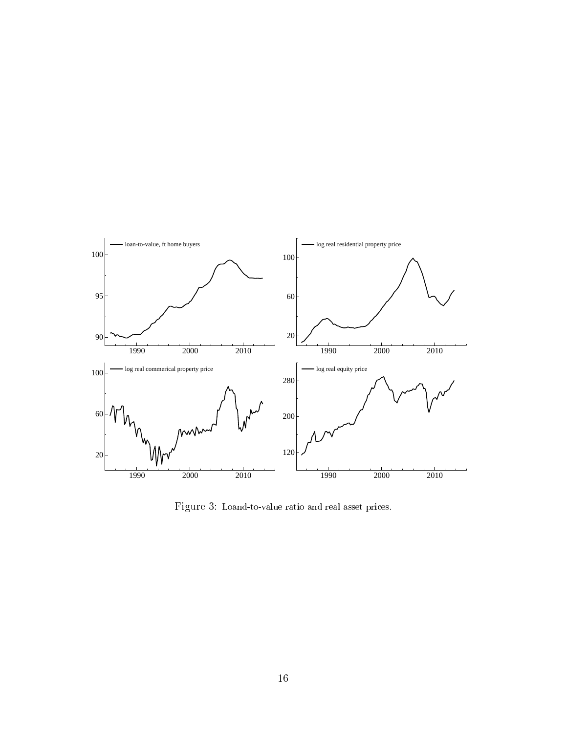Figure 3: Loand-to-value ratio and real asset prices.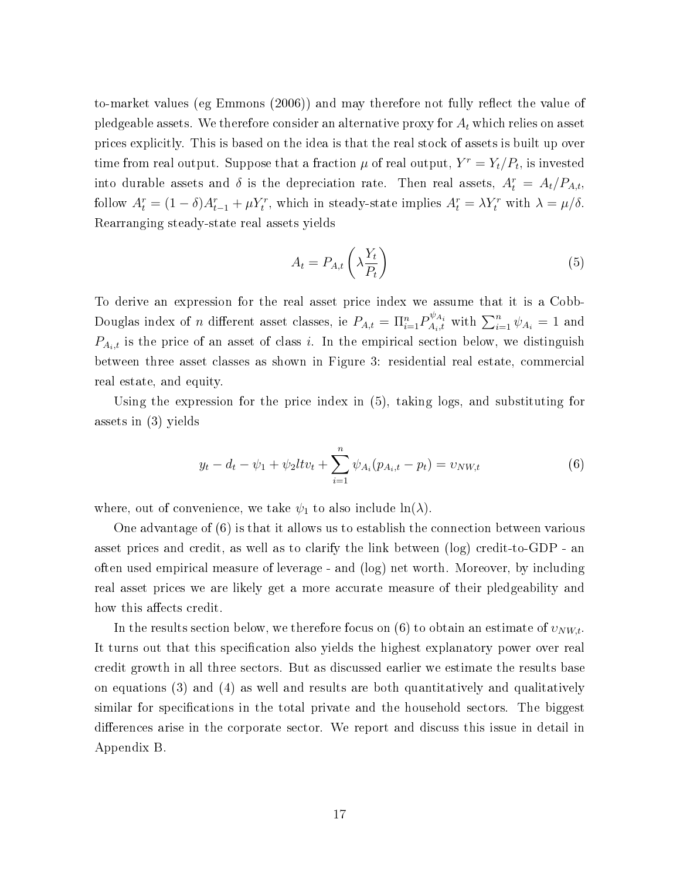to-market values (eg Emmons (2006)) and may therefore not fully reflect the value of pledgeable assets. We therefore consider an alternative proxy for $A_t$ which relies on asset prices explicitly. This is based on the idea is that the real stock of assets is built up over time from real output. Suppose that a fraction $\mu$ of real output, $Y^r = Y_t/P_t$, is invested into durable assets and $\delta$ is the depreciation rate. Then real assets, $A_t^r = A_t/P_{A,t}$, follow $A_t^r = (1-\delta)A_{t-1}^r + \mu Y_t^r$, which in steady-state implies $A_t^r = \lambda Y_t^r$ with $\lambda = \mu/\delta$. Rearranging steady-state real assets yields

$$A_t = P_{A,t}\left(\lambda \frac{Y_t}{P_t}\right) \tag{5}$$

To derive an expression for the real asset price index we assume that it is a Cobb-Douglas index of $n$ different asset classes, ie $P_{A,t} = \Pi_{i=1}^{n} P_{A_i,t}^{\psi_{A_i}}$ with $\sum_{i=1}^{n} \psi_{A_i} = 1$ and $P_{A_i,t}$ is the price of an asset of class $i$. In the empirical section below, we distinguish between three asset classes as shown in Figure 3: residential real estate, commercial real estate, and equity.

Using the expression for the price index in (5), taking logs, and substituting for assets in (3) yields

$$y_t - d_t - \psi_1 + \psi_2 ltv_t + \sum_{i=1}^{n} \psi_{A_i}(p_{A_i,t} - p_t) = \upsilon_{NW,t} \tag{6}$$

where, out of convenience, we take $\psi_1$ to also include $\ln(\lambda)$.

One advantage of (6) is that it allows us to establish the connection between various asset prices and credit, as well as to clarify the link between (log) credit-to-GDP - an often used empirical measure of leverage - and (log) net worth. Moreover, by including real asset prices we are likely get a more accurate measure of their pledgeability and how this affects credit.

In the results section below, we therefore focus on (6) to obtain an estimate of $\upsilon_{NW,t}$. It turns out that this specification also yields the highest explanatory power over real credit growth in all three sectors. But as discussed earlier we estimate the results base on equations (3) and (4) as well and results are both quantitatively and qualitatively similar for specifications in the total private and the household sectors. The biggest differences arise in the corporate sector. We report and discuss this issue in detail in Appendix B.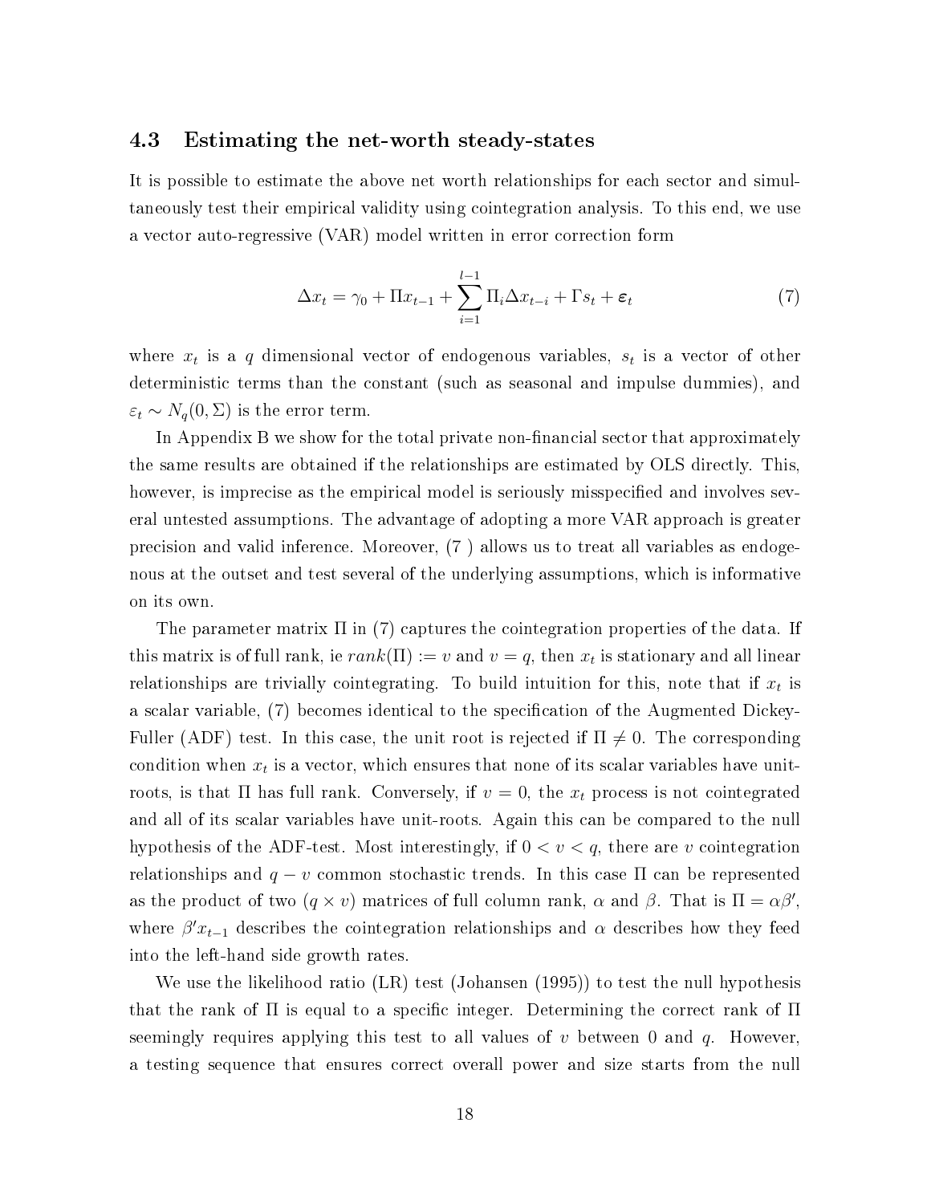### 4.3 Estimating the net-worth steady-states

It is possible to estimate the above net worth relationships for each sector and simultaneously test their empirical validity using cointegration analysis. To this end, we use a vector auto-regressive (VAR) model written in error correction form

$$\Delta x_t = \gamma_0 + \Pi x_{t-1} + \sum_{i=1}^{l-1} \Pi_i \Delta x_{t-i} + \Gamma s_t + \boldsymbol{\varepsilon}_t \tag{7}$$

where $x_t$ is a $q$ dimensional vector of endogenous variables, $s_t$ is a vector of other deterministic terms than the constant (such as seasonal and impulse dummies), and $\varepsilon_t \sim N_q(0, \Sigma)$ is the error term.

In Appendix B we show for the total private non-financial sector that approximately the same results are obtained if the relationships are estimated by OLS directly. This, however, is imprecise as the empirical model is seriously misspecified and involves several untested assumptions. The advantage of adopting a more VAR approach is greater precision and valid inference. Moreover, (7 ) allows us to treat all variables as endogenous at the outset and test several of the underlying assumptions, which is informative on its own.

The parameter matrix $\Pi$ in (7) captures the cointegration properties of the data. If this matrix is of full rank, ie $rank(\Pi) := v$ and $v = q$, then $x_t$ is stationary and all linear relationships are trivially cointegrating. To build intuition for this, note that if $x_t$ is a scalar variable, (7) becomes identical to the specification of the Augmented Dickey-Fuller (ADF) test. In this case, the unit root is rejected if $\Pi \neq 0$. The corresponding condition when $x_t$ is a vector, which ensures that none of its scalar variables have unit-roots, is that $\Pi$ has full rank. Conversely, if $v = 0$, the $x_t$ process is not cointegrated and all of its scalar variables have unit-roots. Again this can be compared to the null hypothesis of the ADF-test. Most interestingly, if $0 < v < q$, there are $v$ cointegration relationships and $q - v$ common stochastic trends. In this case $\Pi$ can be represented as the product of two $(q \times v)$ matrices of full column rank, $\alpha$ and $\beta$. That is $\Pi = \alpha\beta'$, where $\beta' x_{t-1}$ describes the cointegration relationships and $\alpha$ describes how they feed into the left-hand side growth rates.

We use the likelihood ratio (LR) test (Johansen (1995)) to test the null hypothesis that the rank of $\Pi$ is equal to a specific integer. Determining the correct rank of $\Pi$ seemingly requires applying this test to all values of $v$ between 0 and $q$. However, a testing sequence that ensures correct overall power and size starts from the null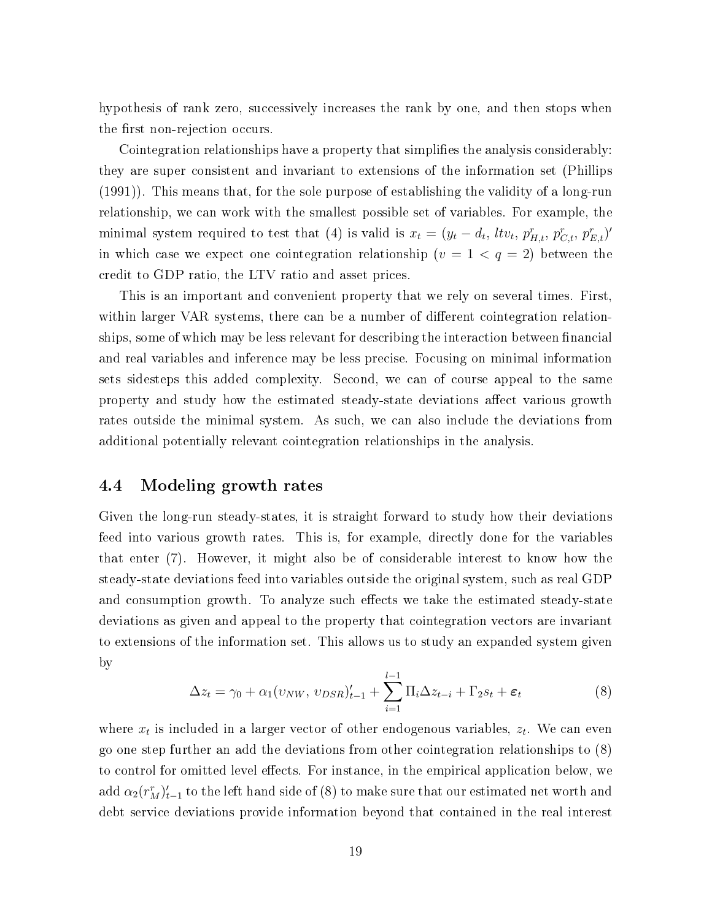hypothesis of rank zero, successively increases the rank by one, and then stops when the first non-rejection occurs.

Cointegration relationships have a property that simplifies the analysis considerably: they are super consistent and invariant to extensions of the information set (Phillips (1991)). This means that, for the sole purpose of establishing the validity of a long-run relationship, we can work with the smallest possible set of variables. For example, the minimal system required to test that (4) is valid is $x_t = (y_t - d_t,\, ltv_t,\, p^r_{H,t},\, p^r_{C,t},\, p^r_{E,t})'$ in which case we expect one cointegration relationship ($\upsilon = 1 < q = 2$) between the credit to GDP ratio, the LTV ratio and asset prices.

This is an important and convenient property that we rely on several times. First, within larger VAR systems, there can be a number of different cointegration relationships, some of which may be less relevant for describing the interaction between financial and real variables and inference may be less precise. Focusing on minimal information sets sidesteps this added complexity. Second, we can of course appeal to the same property and study how the estimated steady-state deviations affect various growth rates outside the minimal system. As such, we can also include the deviations from additional potentially relevant cointegration relationships in the analysis.

## 4.4 Modeling growth rates

Given the long-run steady-states, it is straight forward to study how their deviations feed into various growth rates. This is, for example, directly done for the variables that enter (7). However, it might also be of considerable interest to know how the steady-state deviations feed into variables outside the original system, such as real GDP and consumption growth. To analyze such effects we take the estimated steady-state deviations as given and appeal to the property that cointegration vectors are invariant to extensions of the information set. This allows us to study an expanded system given by

$$\Delta z_t = \gamma_0 + \alpha_1(\upsilon_{NW},\, \upsilon_{DSR})'_{t-1} + \sum_{i=1}^{l-1} \Pi_i \Delta z_{t-i} + \Gamma_2 s_t + \boldsymbol{\varepsilon}_t \tag{8}$$

where $x_t$ is included in a larger vector of other endogenous variables, $z_t$. We can even go one step further an add the deviations from other cointegration relationships to (8) to control for omitted level effects. For instance, in the empirical application below, we add $\alpha_2(r^r_M)'_{t-1}$ to the left hand side of (8) to make sure that our estimated net worth and debt service deviations provide information beyond that contained in the real interest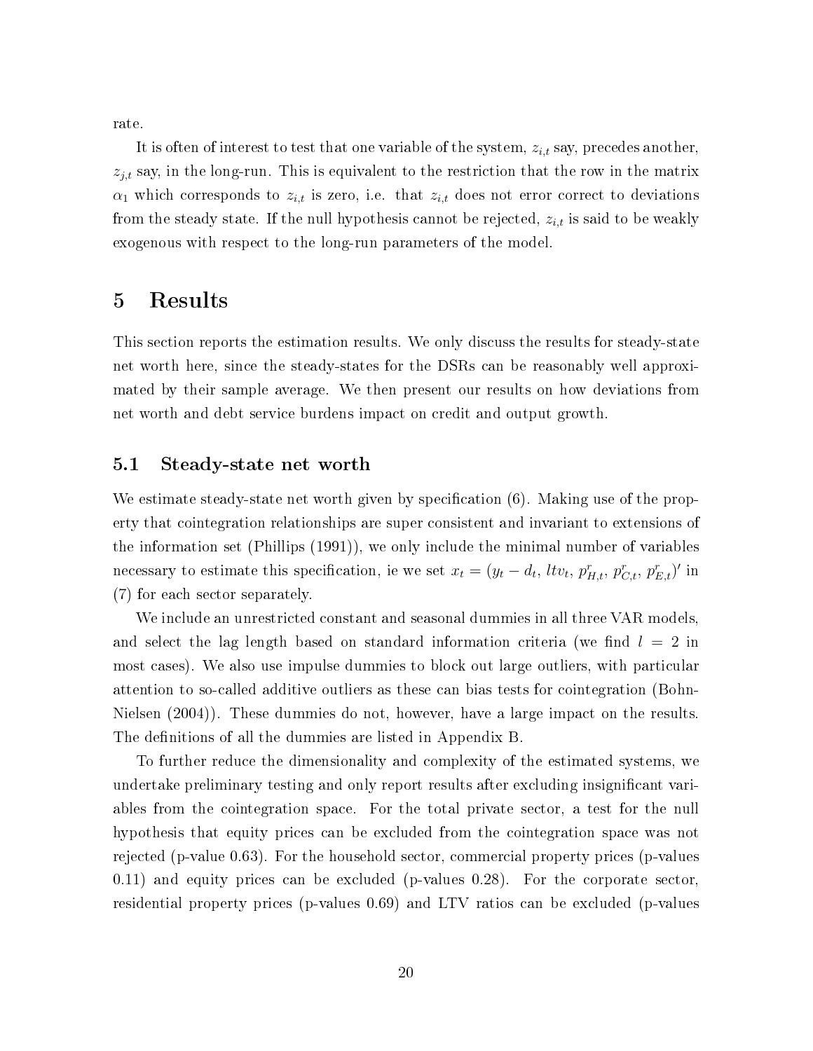rate.

It is often of interest to test that one variable of the system, $z_{i,t}$ say, precedes another, $z_{j,t}$ say, in the long-run. This is equivalent to the restriction that the row in the matrix $\alpha_1$ which corresponds to $z_{i,t}$ is zero, i.e. that $z_{i,t}$ does not error correct to deviations from the steady state. If the null hypothesis cannot be rejected, $z_{i,t}$ is said to be weakly exogenous with respect to the long-run parameters of the model.

# 5 Results

This section reports the estimation results. We only discuss the results for steady-state net worth here, since the steady-states for the DSRs can be reasonably well approximated by their sample average. We then present our results on how deviations from net worth and debt service burdens impact on credit and output growth.

## 5.1 Steady-state net worth

We estimate steady-state net worth given by specification (6). Making use of the property that cointegration relationships are super consistent and invariant to extensions of the information set (Phillips (1991)), we only include the minimal number of variables necessary to estimate this specification, ie we set $x_t = (y_t - d_t,\, ltv_t,\, p^r_{H,t},\, p^r_{C,t},\, p^r_{E,t})'$ in (7) for each sector separately.

We include an unrestricted constant and seasonal dummies in all three VAR models, and select the lag length based on standard information criteria (we find $l = 2$ in most cases). We also use impulse dummies to block out large outliers, with particular attention to so-called additive outliers as these can bias tests for cointegration (Bohn-Nielsen (2004)). These dummies do not, however, have a large impact on the results. The definitions of all the dummies are listed in Appendix B.

To further reduce the dimensionality and complexity of the estimated systems, we undertake preliminary testing and only report results after excluding insignificant variables from the cointegration space. For the total private sector, a test for the null hypothesis that equity prices can be excluded from the cointegration space was not rejected (p-value 0.63). For the household sector, commercial property prices (p-values 0.11) and equity prices can be excluded (p-values 0.28). For the corporate sector, residential property prices (p-values 0.69) and LTV ratios can be excluded (p-values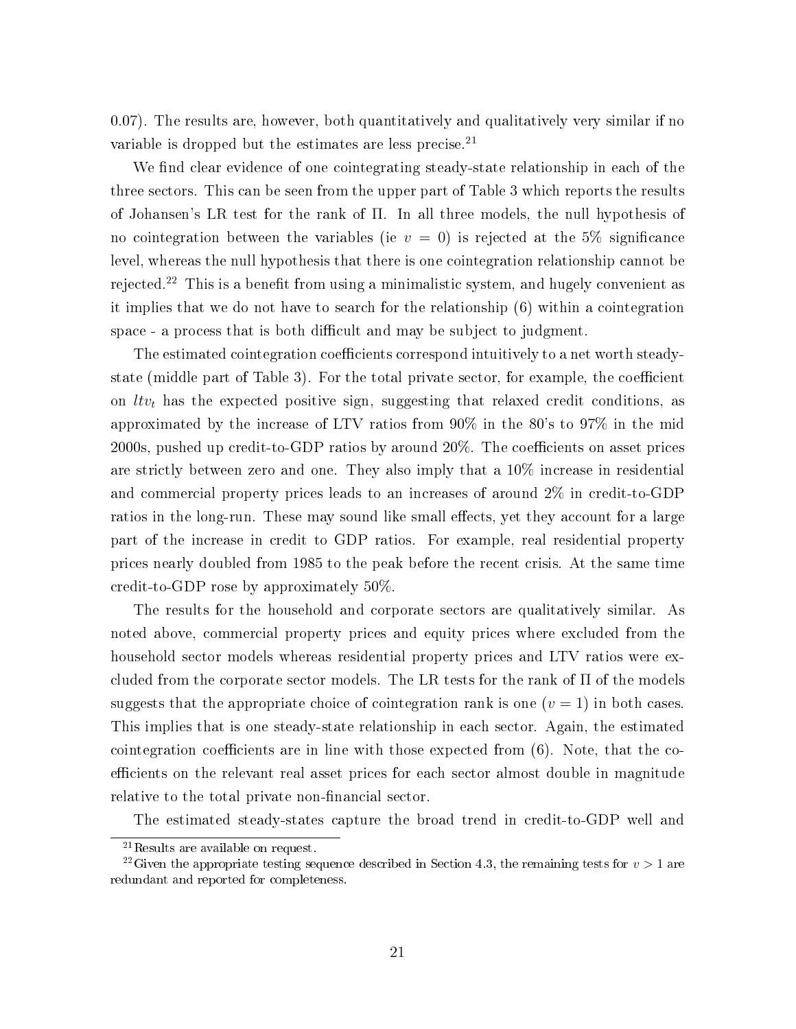0.07). The results are, however, both quantitatively and qualitatively very similar if no variable is dropped but the estimates are less precise.[21]

We find clear evidence of one cointegrating steady-state relationship in each of the three sectors. This can be seen from the upper part of Table 3 which reports the results of Johansen's LR test for the rank of $\Pi$. In all three models, the null hypothesis of no cointegration between the variables (ie $v = 0$) is rejected at the 5% significance level, whereas the null hypothesis that there is one cointegration relationship cannot be rejected.[22] This is a benefit from using a minimalistic system, and hugely convenient as it implies that we do not have to search for the relationship (6) within a cointegration space - a process that is both difficult and may be subject to judgment.

The estimated cointegration coefficients correspond intuitively to a net worth steady-state (middle part of Table 3). For the total private sector, for example, the coefficient on $ltv_t$ has the expected positive sign, suggesting that relaxed credit conditions, as approximated by the increase of LTV ratios from 90% in the 80's to 97% in the mid 2000s, pushed up credit-to-GDP ratios by around 20%. The coefficients on asset prices are strictly between zero and one. They also imply that a 10% increase in residential and commercial property prices leads to an increases of around 2% in credit-to-GDP ratios in the long-run. These may sound like small effects, yet they account for a large part of the increase in credit to GDP ratios. For example, real residential property prices nearly doubled from 1985 to the peak before the recent crisis. At the same time credit-to-GDP rose by approximately 50%.

The results for the household and corporate sectors are qualitatively similar. As noted above, commercial property prices and equity prices where excluded from the household sector models whereas residential property prices and LTV ratios were excluded from the corporate sector models. The LR tests for the rank of $\Pi$ of the models suggests that the appropriate choice of cointegration rank is one ($v = 1$) in both cases. This implies that is one steady-state relationship in each sector. Again, the estimated cointegration coefficients are in line with those expected from (6). Note, that the coefficients on the relevant real asset prices for each sector almost double in magnitude relative to the total private non-financial sector.

The estimated steady-states capture the broad trend in credit-to-GDP well and

[21] Results are available on request.

[22] Given the appropriate testing sequence described in Section 4.3, the remaining tests for $v > 1$ are redundant and reported for completeness.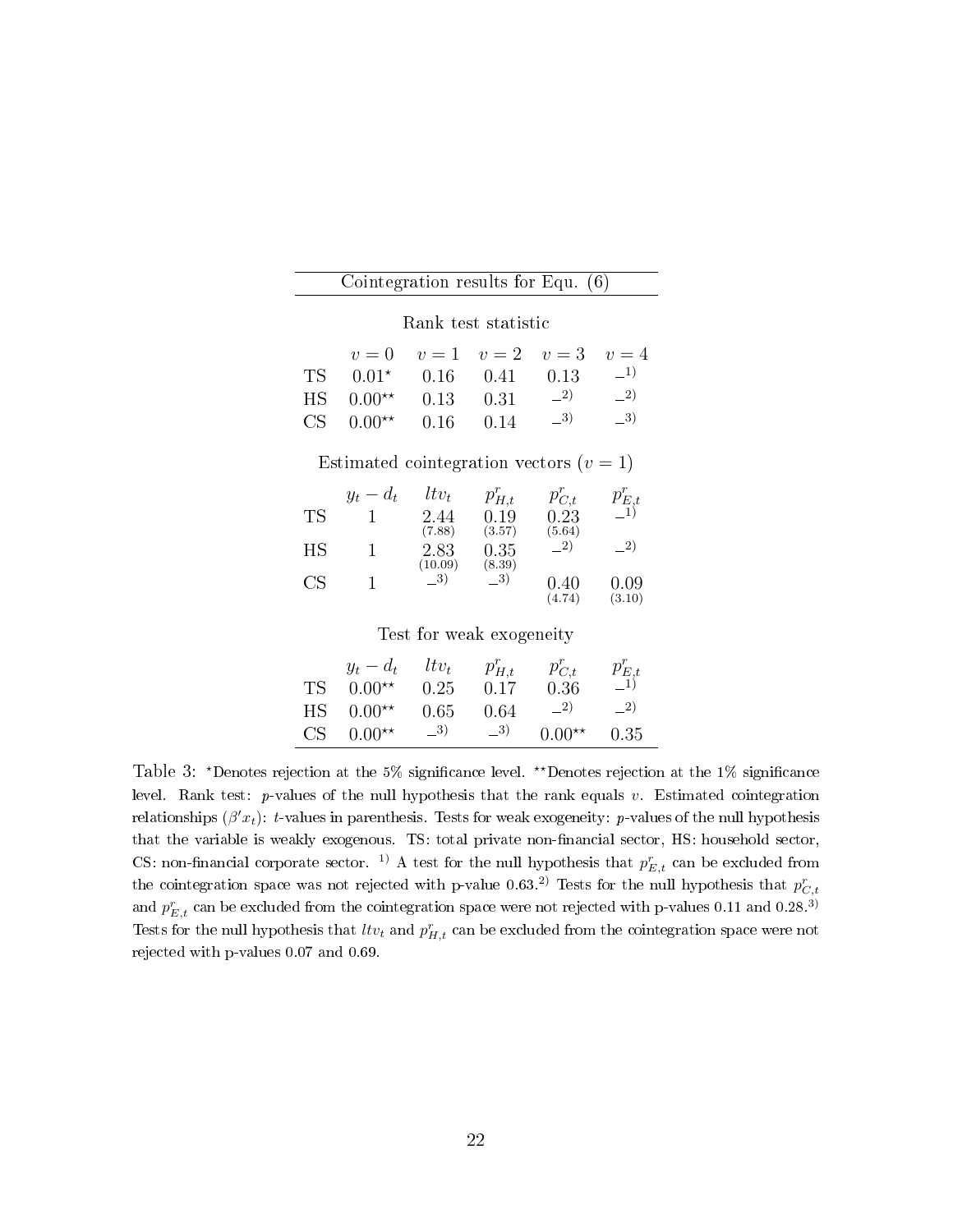**Cointegration results for Equ. (6)**

Rank test statistic

| | $v=0$ | $v=1$ | $v=2$ | $v=3$ | $v=4$ |
|---|---|---|---|---|---|
| TS | $0.01^{\star}$ | 0.16 | 0.41 | 0.13 | $-^{1)}$ |
| HS | $0.00^{\star\star}$ | 0.13 | 0.31 | $-^{2)}$ | $-^{2)}$ |
| CS | $0.00^{\star\star}$ | 0.16 | 0.14 | $-^{3)}$ | $-^{3)}$ |

Estimated cointegration vectors ($v=1$)

| | $y_t - d_t$ | $ltv_t$ | $p^r_{H,t}$ | $p^r_{C,t}$ | $p^r_{E,t}$ |
|---|---|---|---|---|---|
| TS | 1 | 2.44 (7.88) | 0.19 (3.57) | 0.23 (5.64) | $-^{1)}$ |
| HS | 1 | 2.83 (10.09) | 0.35 (8.39) | $-^{2)}$ | $-^{2)}$ |
| CS | 1 | $-^{3)}$ | $-^{3)}$ | 0.40 (4.74) | 0.09 (3.10) |

Test for weak exogeneity

| | $y_t - d_t$ | $ltv_t$ | $p^r_{H,t}$ | $p^r_{C,t}$ | $p^r_{E,t}$ |
|---|---|---|---|---|---|
| TS | $0.00^{\star\star}$ | 0.25 | 0.17 | 0.36 | $-^{1)}$ |
| HS | $0.00^{\star\star}$ | 0.65 | 0.64 | $-^{2)}$ | $-^{2)}$ |
| CS | $0.00^{\star\star}$ | $-^{3)}$ | $-^{3)}$ | $0.00^{\star\star}$ | 0.35 |

Table 3: $^{\star}$Denotes rejection at the 5% significance level. $^{\star\star}$Denotes rejection at the 1% significance level. Rank test: $p$-values of the null hypothesis that the rank equals $v$. Estimated cointegration relationships ($\beta' x_t$): $t$-values in parenthesis. Tests for weak exogeneity: $p$-values of the null hypothesis that the variable is weakly exogenous. TS: total private non-financial sector, HS: household sector, CS: non-financial corporate sector. 1) A test for the null hypothesis that $p^r_{E,t}$ can be excluded from the cointegration space was not rejected with p-value 0.63. 2) Tests for the null hypothesis that $p^r_{C,t}$ and $p^r_{E,t}$ can be excluded from the cointegration space were not rejected with p-values 0.11 and 0.28. 3) Tests for the null hypothesis that $ltv_t$ and $p^r_{H,t}$ can be excluded from the cointegration space were not rejected with p-values 0.07 and 0.69.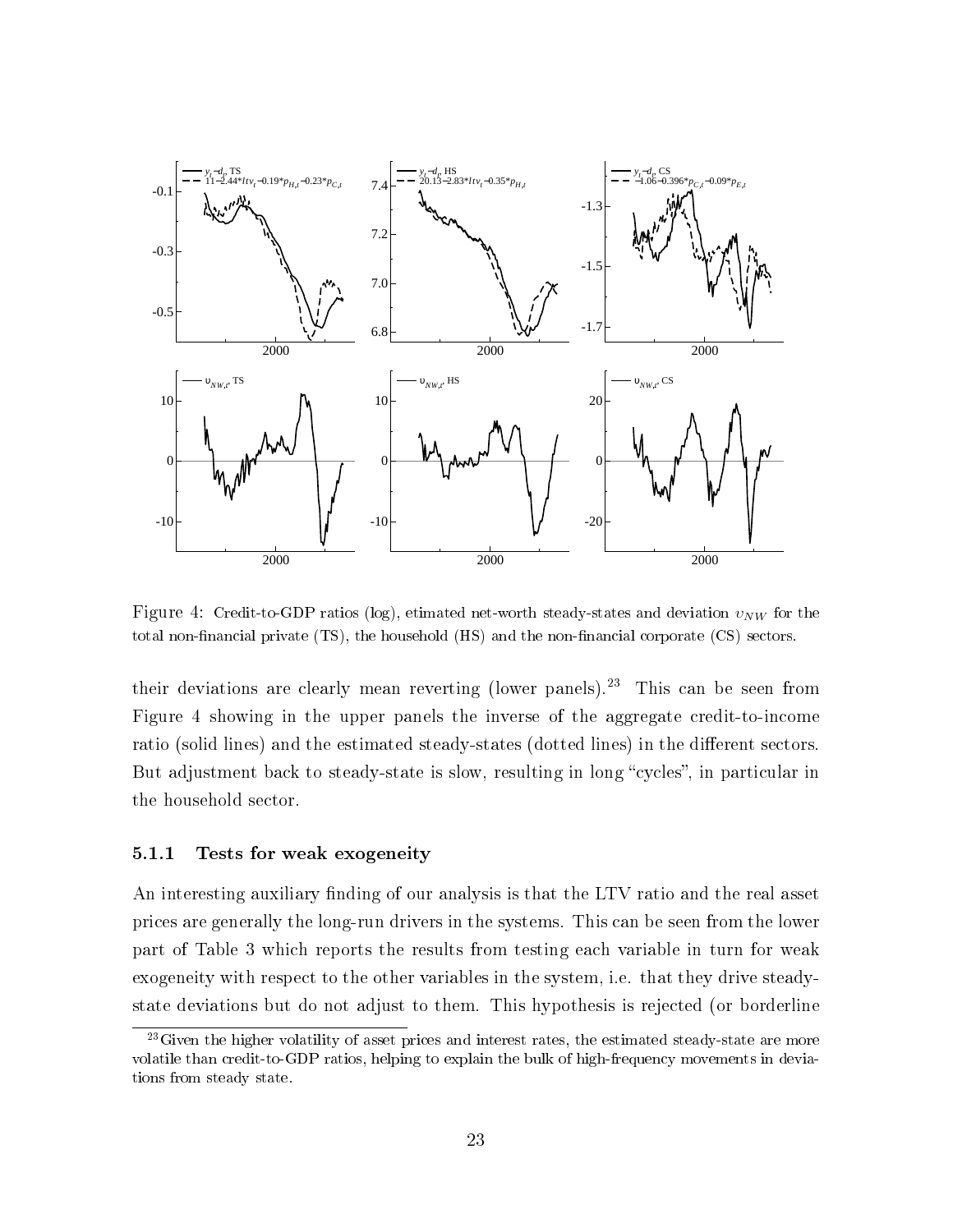Figure 4: Credit-to-GDP ratios (log), etimated net-worth steady-states and deviation $\upsilon_{NW}$ for the total non-financial private (TS), the household (HS) and the non-financial corporate (CS) sectors.

their deviations are clearly mean reverting (lower panels).[23] This can be seen from Figure 4 showing in the upper panels the inverse of the aggregate credit-to-income ratio (solid lines) and the estimated steady-states (dotted lines) in the different sectors. But adjustment back to steady-state is slow, resulting in long "cycles", in particular in the household sector.

### 5.1.1 Tests for weak exogeneity

An interesting auxiliary finding of our analysis is that the LTV ratio and the real asset prices are generally the long-run drivers in the systems. This can be seen from the lower part of Table 3 which reports the results from testing each variable in turn for weak exogeneity with respect to the other variables in the system, i.e. that they drive steady-state deviations but do not adjust to them. This hypothesis is rejected (or borderline

[23] Given the higher volatility of asset prices and interest rates, the estimated steady-state are more volatile than credit-to-GDP ratios, helping to explain the bulk of high-frequency movements in deviations from steady state.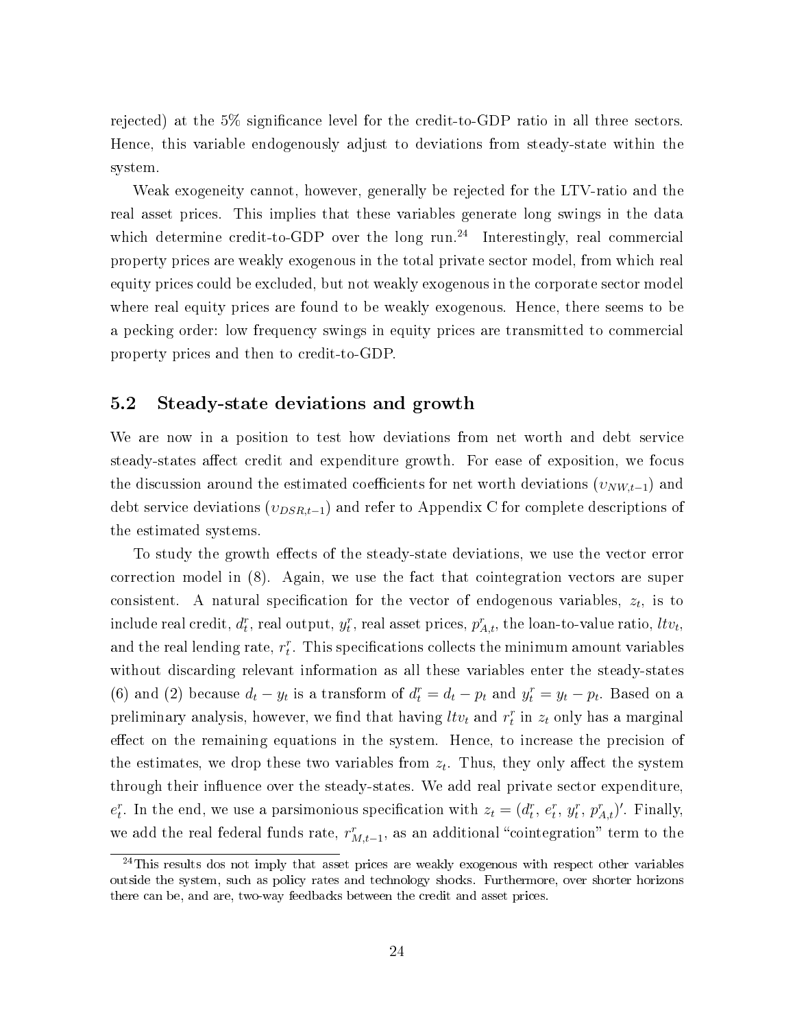rejected) at the 5% significance level for the credit-to-GDP ratio in all three sectors. Hence, this variable endogenously adjust to deviations from steady-state within the system.

Weak exogeneity cannot, however, generally be rejected for the LTV-ratio and the real asset prices. This implies that these variables generate long swings in the data which determine credit-to-GDP over the long run.[24] Interestingly, real commercial property prices are weakly exogenous in the total private sector model, from which real equity prices could be excluded, but not weakly exogenous in the corporate sector model where real equity prices are found to be weakly exogenous. Hence, there seems to be a pecking order: low frequency swings in equity prices are transmitted to commercial property prices and then to credit-to-GDP.

## 5.2 Steady-state deviations and growth

We are now in a position to test how deviations from net worth and debt service steady-states affect credit and expenditure growth. For ease of exposition, we focus the discussion around the estimated coefficients for net worth deviations ($\upsilon_{NW,t-1}$) and debt service deviations ($\upsilon_{DSR,t-1}$) and refer to Appendix C for complete descriptions of the estimated systems.

To study the growth effects of the steady-state deviations, we use the vector error correction model in (8). Again, we use the fact that cointegration vectors are super consistent. A natural specification for the vector of endogenous variables, $z_t$, is to include real credit, $d_t^r$, real output, $y_t^r$, real asset prices, $p_{A,t}^r$, the loan-to-value ratio, $ltv_t$, and the real lending rate, $r_t^r$. This specifications collects the minimum amount variables without discarding relevant information as all these variables enter the steady-states (6) and (2) because $d_t - y_t$ is a transform of $d_t^r = d_t - p_t$ and $y_t^r = y_t - p_t$. Based on a preliminary analysis, however, we find that having $ltv_t$ and $r_t^r$ in $z_t$ only has a marginal effect on the remaining equations in the system. Hence, to increase the precision of the estimates, we drop these two variables from $z_t$. Thus, they only affect the system through their influence over the steady-states. We add real private sector expenditure, $e_t^r$. In the end, we use a parsimonious specification with $z_t = (d_t^r,\, e_t^r,\, y_t^r,\, p_{A,t}^r)'$. Finally, we add the real federal funds rate, $r_{M,t-1}^r$, as an additional "cointegration" term to the

[24] This results dos not imply that asset prices are weakly exogenous with respect other variables outside the system, such as policy rates and technology shocks. Furthermore, over shorter horizons there can be, and are, two-way feedbacks between the credit and asset prices.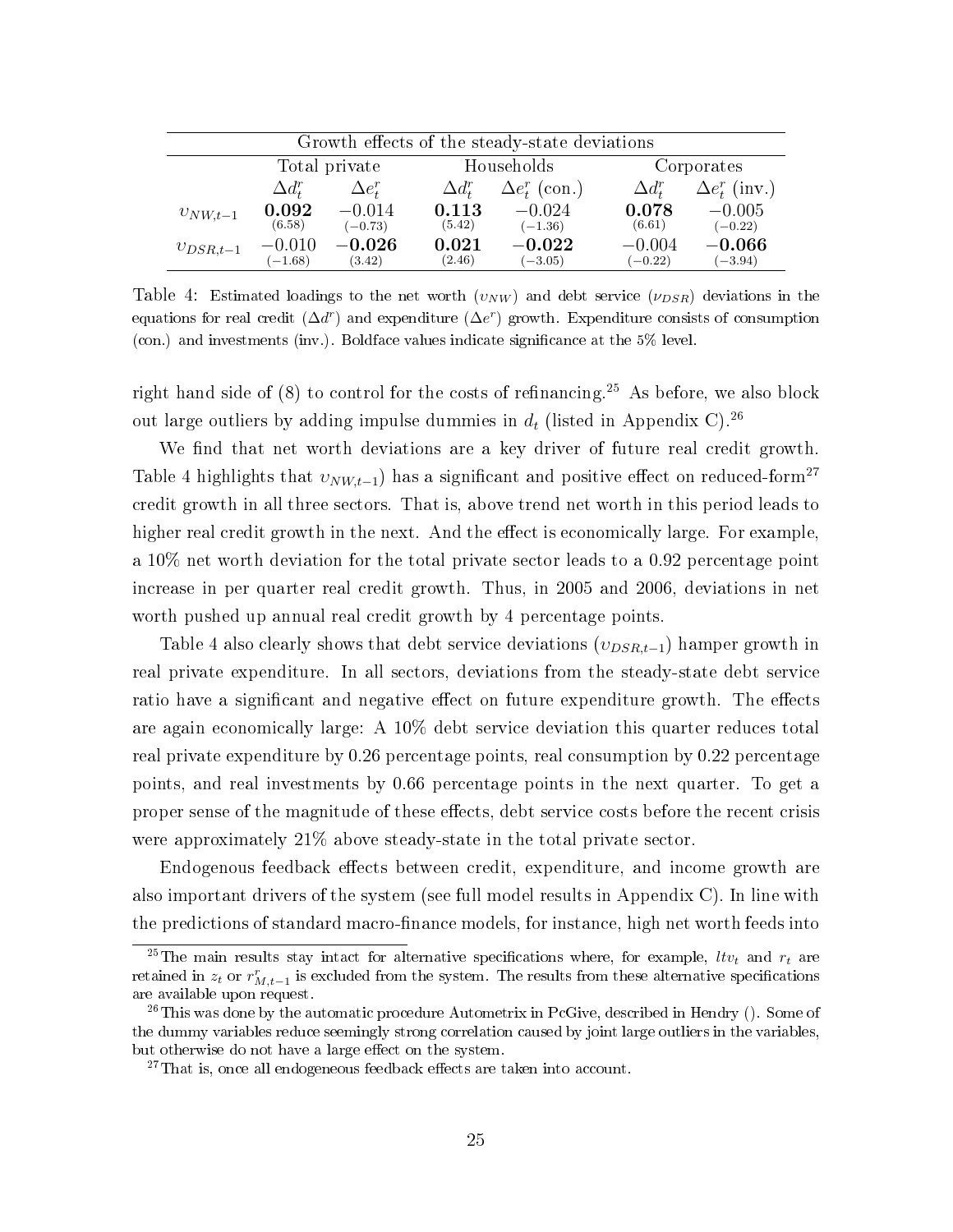| Growth effects of the steady-state deviations | | | | | | |
|---|---|---|---|---|---|---|
| | Total private | | Households | | Corporates | |
| | $\Delta d^r_t$ | $\Delta e^r_t$ | $\Delta d^r_t$ | $\Delta e^r_t$ (con.) | $\Delta d^r_t$ | $\Delta e^r_t$ (inv.) |
| $\upsilon_{NW,t-1}$ | **0.092** (6.58) | −0.014 (−0.73) | **0.113** (5.42) | −0.024 (−1.36) | **0.078** (6.61) | −0.005 (−0.22) |
| $\upsilon_{DSR,t-1}$ | −0.010 (−1.68) | **−0.026** (3.42) | **0.021** (2.46) | **−0.022** (−3.05) | −0.004 (−0.22) | **−0.066** (−3.94) |

Table 4: Estimated loadings to the net worth ($\upsilon_{NW}$) and debt service ($\nu_{DSR}$) deviations in the equations for real credit ($\Delta d^r$) and expenditure ($\Delta e^r$) growth. Expenditure consists of consumption (con.) and investments (inv.). Boldface values indicate significance at the 5% level.

right hand side of (8) to control for the costs of refinancing.[25] As before, we also block out large outliers by adding impulse dummies in $d_t$ (listed in Appendix C).[26]

We find that net worth deviations are a key driver of future real credit growth. Table 4 highlights that $\upsilon_{NW,t-1}$) has a significant and positive effect on reduced-form[27] credit growth in all three sectors. That is, above trend net worth in this period leads to higher real credit growth in the next. And the effect is economically large. For example, a 10% net worth deviation for the total private sector leads to a 0.92 percentage point increase in per quarter real credit growth. Thus, in 2005 and 2006, deviations in net worth pushed up annual real credit growth by 4 percentage points.

Table 4 also clearly shows that debt service deviations ($\upsilon_{DSR,t-1}$) hamper growth in real private expenditure. In all sectors, deviations from the steady-state debt service ratio have a significant and negative effect on future expenditure growth. The effects are again economically large: A 10% debt service deviation this quarter reduces total real private expenditure by 0.26 percentage points, real consumption by 0.22 percentage points, and real investments by 0.66 percentage points in the next quarter. To get a proper sense of the magnitude of these effects, debt service costs before the recent crisis were approximately 21% above steady-state in the total private sector.

Endogenous feedback effects between credit, expenditure, and income growth are also important drivers of the system (see full model results in Appendix C). In line with the predictions of standard macro-finance models, for instance, high net worth feeds into

[25] The main results stay intact for alternative specifications where, for example, $ltv_t$ and $r_t$ are retained in $z_t$ or $r^r_{M,t-1}$ is excluded from the system. The results from these alternative specifications are available upon request.

[26] This was done by the automatic procedure Autometrix in PcGive, described in Hendry (). Some of the dummy variables reduce seemingly strong correlation caused by joint large outliers in the variables, but otherwise do not have a large effect on the system.

[27] That is, once all endogeneous feedback effects are taken into account.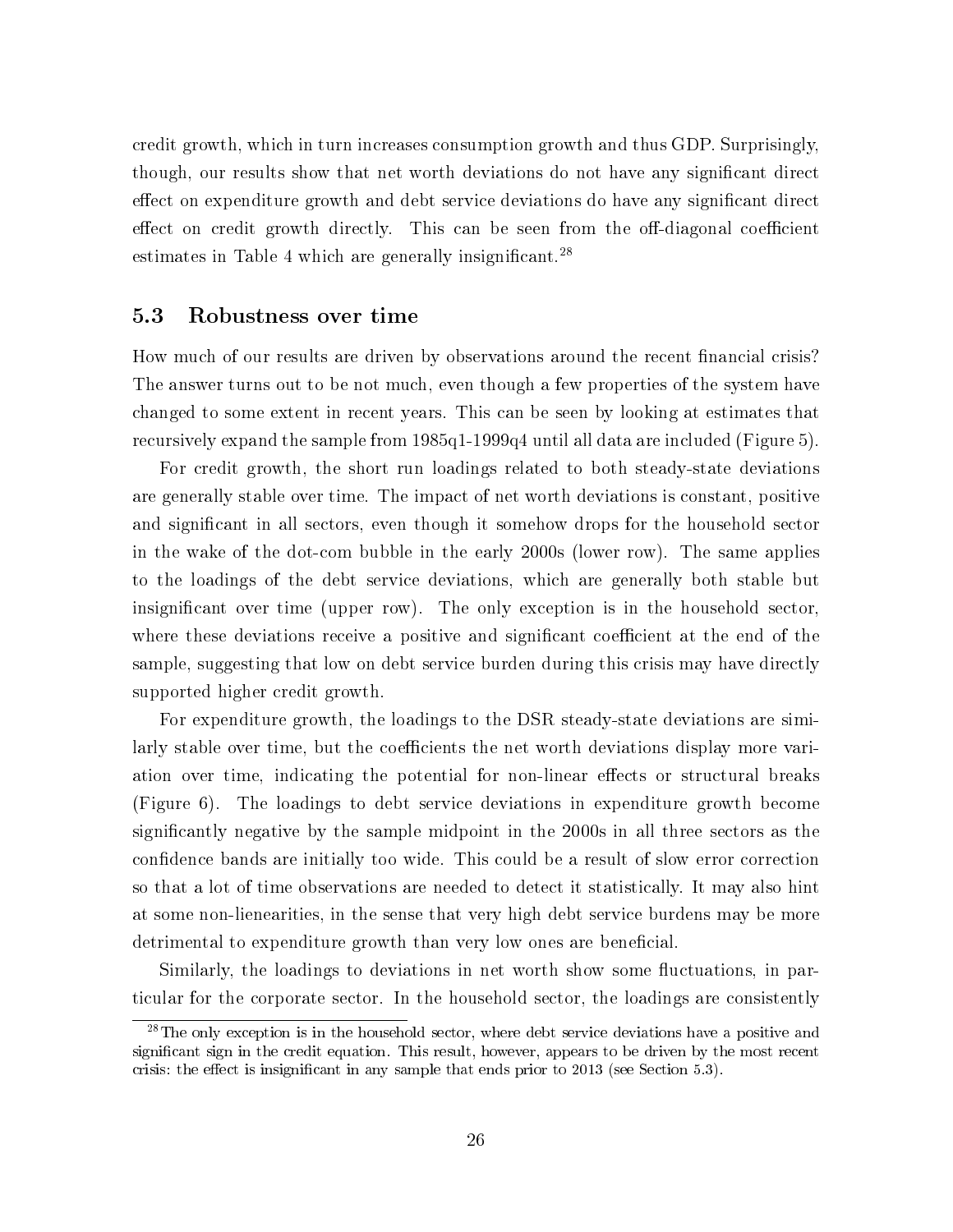credit growth, which in turn increases consumption growth and thus GDP. Surprisingly, though, our results show that net worth deviations do not have any significant direct effect on expenditure growth and debt service deviations do have any significant direct effect on credit growth directly. This can be seen from the off-diagonal coefficient estimates in Table 4 which are generally insignificant.[28]

### 5.3 Robustness over time

How much of our results are driven by observations around the recent financial crisis? The answer turns out to be not much, even though a few properties of the system have changed to some extent in recent years. This can be seen by looking at estimates that recursively expand the sample from 1985q1-1999q4 until all data are included (Figure 5).

For credit growth, the short run loadings related to both steady-state deviations are generally stable over time. The impact of net worth deviations is constant, positive and significant in all sectors, even though it somehow drops for the household sector in the wake of the dot-com bubble in the early 2000s (lower row). The same applies to the loadings of the debt service deviations, which are generally both stable but insignificant over time (upper row). The only exception is in the household sector, where these deviations receive a positive and significant coefficient at the end of the sample, suggesting that low on debt service burden during this crisis may have directly supported higher credit growth.

For expenditure growth, the loadings to the DSR steady-state deviations are similarly stable over time, but the coefficients the net worth deviations display more variation over time, indicating the potential for non-linear effects or structural breaks (Figure 6). The loadings to debt service deviations in expenditure growth become significantly negative by the sample midpoint in the 2000s in all three sectors as the confidence bands are initially too wide. This could be a result of slow error correction so that a lot of time observations are needed to detect it statistically. It may also hint at some non-lienearities, in the sense that very high debt service burdens may be more detrimental to expenditure growth than very low ones are beneficial.

Similarly, the loadings to deviations in net worth show some fluctuations, in particular for the corporate sector. In the household sector, the loadings are consistently

[28] The only exception is in the household sector, where debt service deviations have a positive and significant sign in the credit equation. This result, however, appears to be driven by the most recent crisis: the effect is insignificant in any sample that ends prior to 2013 (see Section 5.3).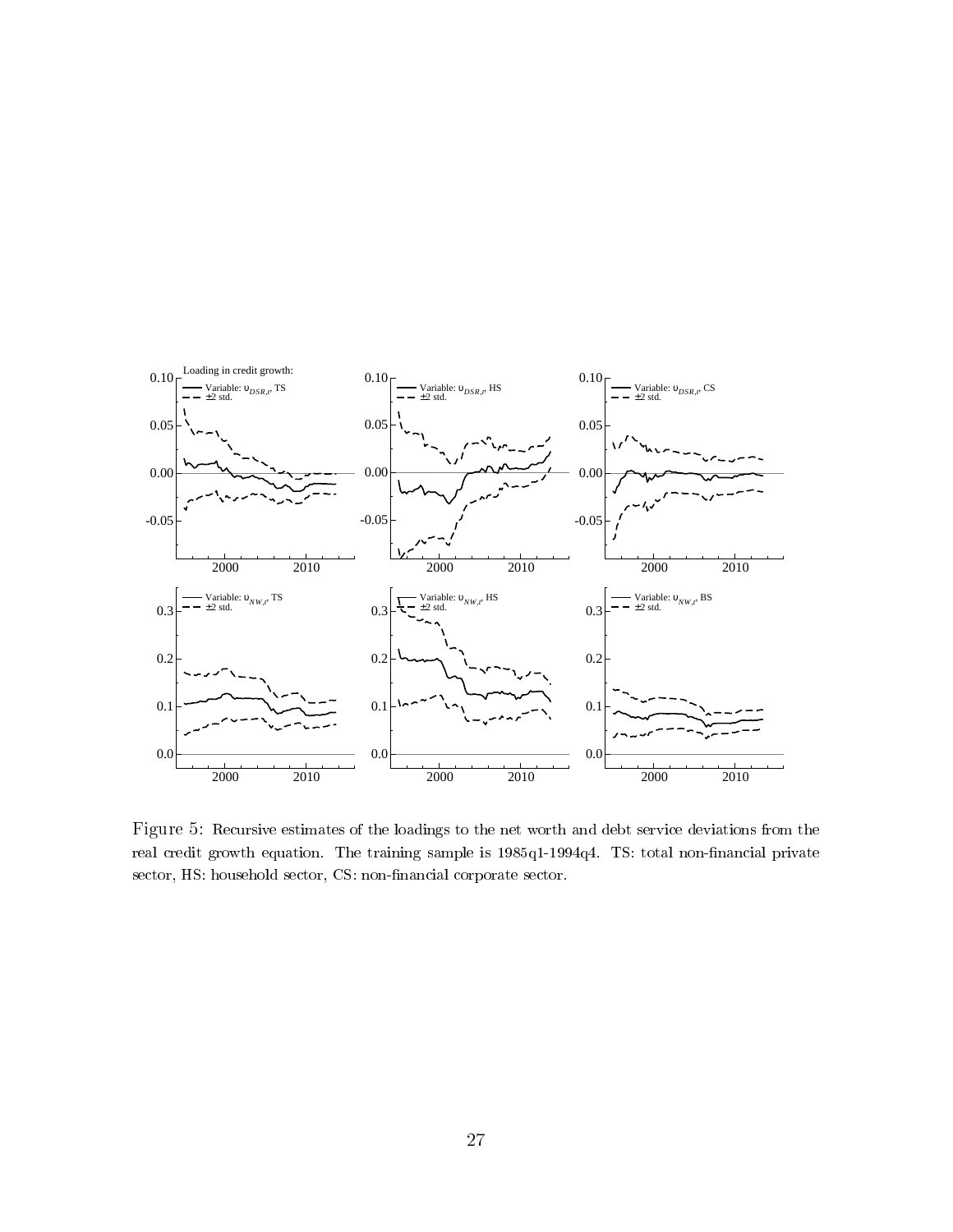Figure 5: Recursive estimates of the loadings to the net worth and debt service deviations from the real credit growth equation. The training sample is 1985q1-1994q4. TS: total non-financial private sector, HS: household sector, CS: non-financial corporate sector.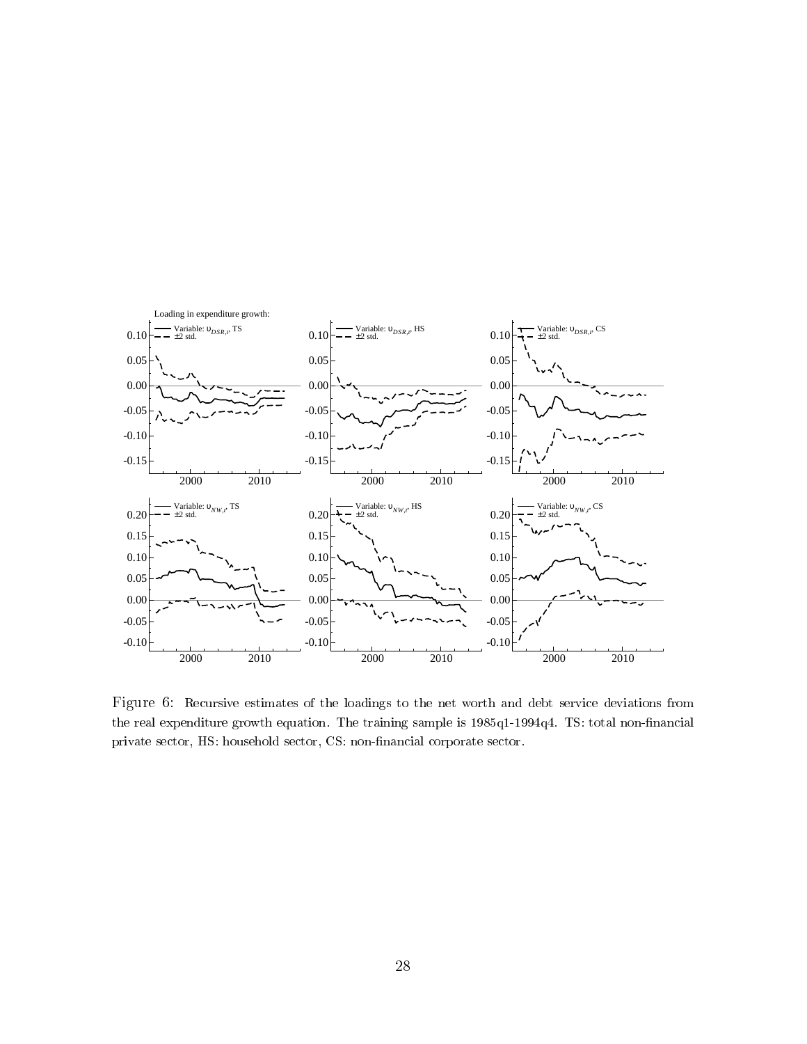Figure 6: Recursive estimates of the loadings to the net worth and debt service deviations from the real expenditure growth equation. The training sample is 1985q1-1994q4. TS: total non-financial private sector, HS: household sector, CS: non-financial corporate sector.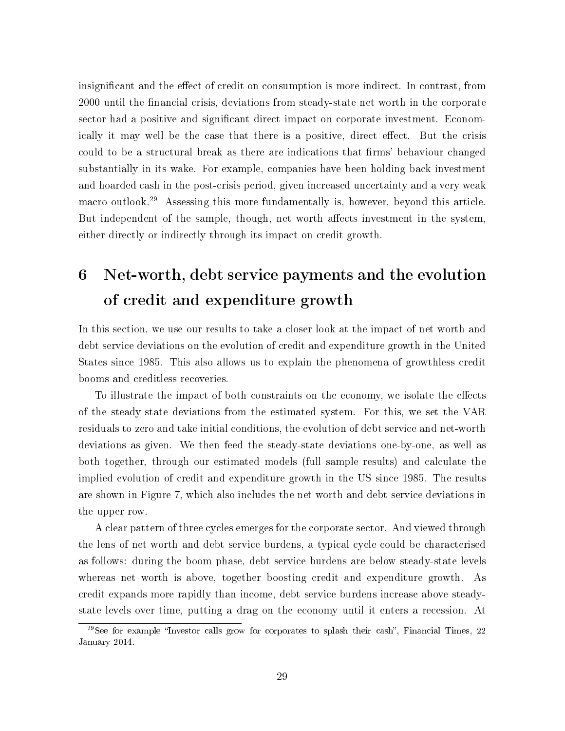insignificant and the effect of credit on consumption is more indirect. In contrast, from 2000 until the financial crisis, deviations from steady-state net worth in the corporate sector had a positive and significant direct impact on corporate investment. Economically it may well be the case that there is a positive, direct effect. But the crisis could to be a structural break as there are indications that firms' behaviour changed substantially in its wake. For example, companies have been holding back investment and hoarded cash in the post-crisis period, given increased uncertainty and a very weak macro outlook.[29] Assessing this more fundamentally is, however, beyond this article. But independent of the sample, though, net worth affects investment in the system, either directly or indirectly through its impact on credit growth.

# 6 Net-worth, debt service payments and the evolution of credit and expenditure growth

In this section, we use our results to take a closer look at the impact of net worth and debt service deviations on the evolution of credit and expenditure growth in the United States since 1985. This also allows us to explain the phenomena of growthless credit booms and creditless recoveries.

To illustrate the impact of both constraints on the economy, we isolate the effects of the steady-state deviations from the estimated system. For this, we set the VAR residuals to zero and take initial conditions, the evolution of debt service and net-worth deviations as given. We then feed the steady-state deviations one-by-one, as well as both together, through our estimated models (full sample results) and calculate the implied evolution of credit and expenditure growth in the US since 1985. The results are shown in Figure 7, which also includes the net worth and debt service deviations in the upper row.

A clear pattern of three cycles emerges for the corporate sector. And viewed through the lens of net worth and debt service burdens, a typical cycle could be characterised as follows: during the boom phase, debt service burdens are below steady-state levels whereas net worth is above, together boosting credit and expenditure growth. As credit expands more rapidly than income, debt service burdens increase above steady-state levels over time, putting a drag on the economy until it enters a recession. At

[29] See for example "Investor calls grow for corporates to splash their cash", Financial Times, 22 January 2014.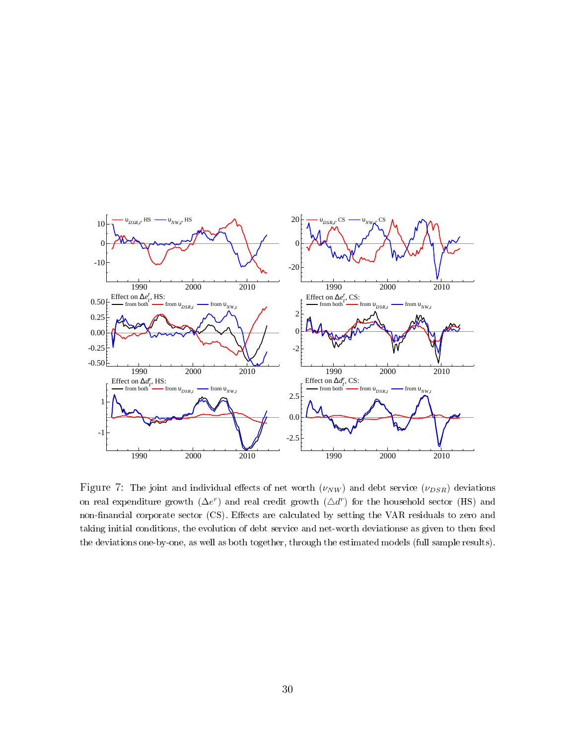Figure 7: The joint and individual effects of net worth ($\nu_{NW}$) and debt service ($\nu_{DSR}$) deviations on real expenditure growth ($\Delta e^r$) and real credit growth ($\triangle d^r$) for the household sector (HS) and non-financial corporate sector (CS). Effects are calculated by setting the VAR residuals to zero and taking initial conditions, the evolution of debt service and net-worth deviationse as given to then feed the deviations one-by-one, as well as both together, through the estimated models (full sample results).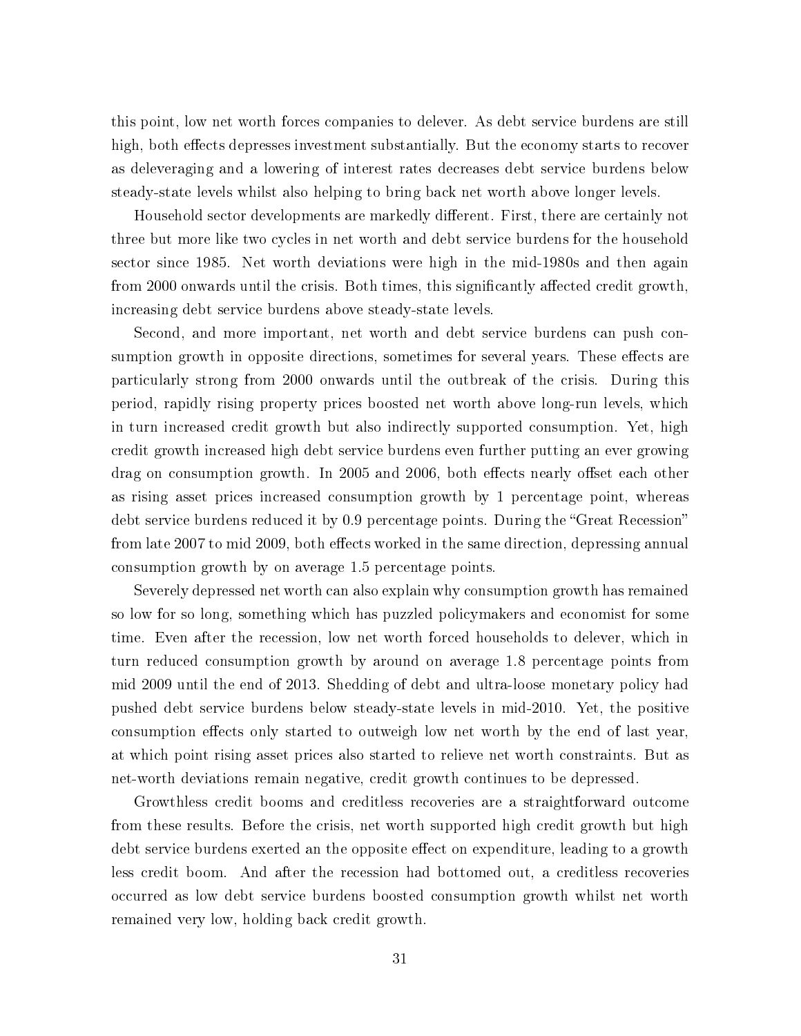this point, low net worth forces companies to delever. As debt service burdens are still high, both effects depresses investment substantially. But the economy starts to recover as deleveraging and a lowering of interest rates decreases debt service burdens below steady-state levels whilst also helping to bring back net worth above longer levels.

Household sector developments are markedly different. First, there are certainly not three but more like two cycles in net worth and debt service burdens for the household sector since 1985. Net worth deviations were high in the mid-1980s and then again from 2000 onwards until the crisis. Both times, this significantly affected credit growth, increasing debt service burdens above steady-state levels.

Second, and more important, net worth and debt service burdens can push consumption growth in opposite directions, sometimes for several years. These effects are particularly strong from 2000 onwards until the outbreak of the crisis. During this period, rapidly rising property prices boosted net worth above long-run levels, which in turn increased credit growth but also indirectly supported consumption. Yet, high credit growth increased high debt service burdens even further putting an ever growing drag on consumption growth. In 2005 and 2006, both effects nearly offset each other as rising asset prices increased consumption growth by 1 percentage point, whereas debt service burdens reduced it by 0.9 percentage points. During the "Great Recession" from late 2007 to mid 2009, both effects worked in the same direction, depressing annual consumption growth by on average 1.5 percentage points.

Severely depressed net worth can also explain why consumption growth has remained so low for so long, something which has puzzled policymakers and economist for some time. Even after the recession, low net worth forced households to delever, which in turn reduced consumption growth by around on average 1.8 percentage points from mid 2009 until the end of 2013. Shedding of debt and ultra-loose monetary policy had pushed debt service burdens below steady-state levels in mid-2010. Yet, the positive consumption effects only started to outweigh low net worth by the end of last year, at which point rising asset prices also started to relieve net worth constraints. But as net-worth deviations remain negative, credit growth continues to be depressed.

Growthless credit booms and creditless recoveries are a straightforward outcome from these results. Before the crisis, net worth supported high credit growth but high debt service burdens exerted an the opposite effect on expenditure, leading to a growth less credit boom. And after the recession had bottomed out, a creditless recoveries occurred as low debt service burdens boosted consumption growth whilst net worth remained very low, holding back credit growth.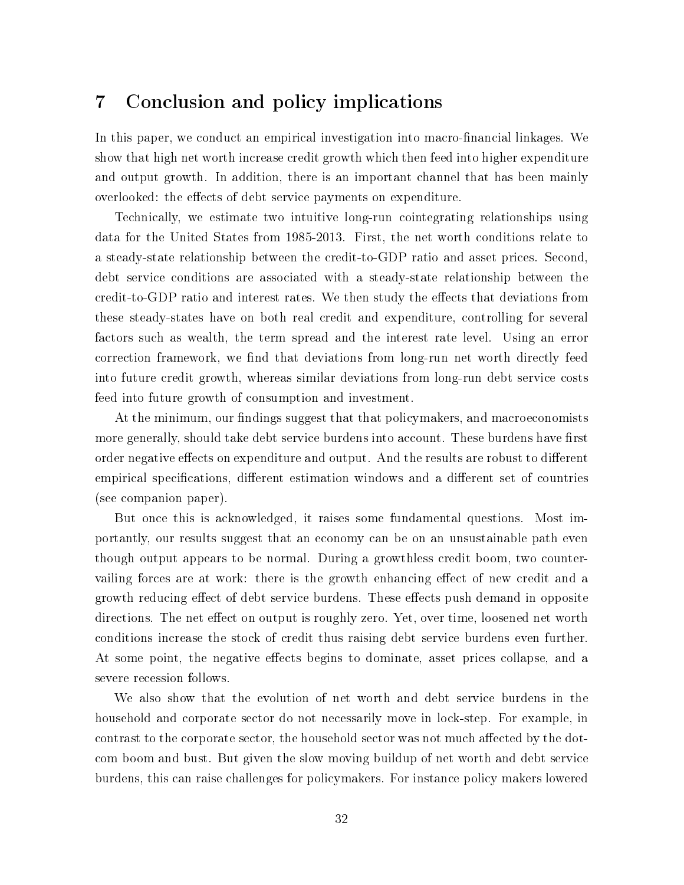# 7 Conclusion and policy implications

In this paper, we conduct an empirical investigation into macro-financial linkages. We show that high net worth increase credit growth which then feed into higher expenditure and output growth. In addition, there is an important channel that has been mainly overlooked: the effects of debt service payments on expenditure.

Technically, we estimate two intuitive long-run cointegrating relationships using data for the United States from 1985-2013. First, the net worth conditions relate to a steady-state relationship between the credit-to-GDP ratio and asset prices. Second, debt service conditions are associated with a steady-state relationship between the credit-to-GDP ratio and interest rates. We then study the effects that deviations from these steady-states have on both real credit and expenditure, controlling for several factors such as wealth, the term spread and the interest rate level. Using an error correction framework, we find that deviations from long-run net worth directly feed into future credit growth, whereas similar deviations from long-run debt service costs feed into future growth of consumption and investment.

At the minimum, our findings suggest that that policymakers, and macroeconomists more generally, should take debt service burdens into account. These burdens have first order negative effects on expenditure and output. And the results are robust to different empirical specifications, different estimation windows and a different set of countries (see companion paper).

But once this is acknowledged, it raises some fundamental questions. Most importantly, our results suggest that an economy can be on an unsustainable path even though output appears to be normal. During a growthless credit boom, two countervailing forces are at work: there is the growth enhancing effect of new credit and a growth reducing effect of debt service burdens. These effects push demand in opposite directions. The net effect on output is roughly zero. Yet, over time, loosened net worth conditions increase the stock of credit thus raising debt service burdens even further. At some point, the negative effects begins to dominate, asset prices collapse, and a severe recession follows.

We also show that the evolution of net worth and debt service burdens in the household and corporate sector do not necessarily move in lock-step. For example, in contrast to the corporate sector, the household sector was not much affected by the dot-com boom and bust. But given the slow moving buildup of net worth and debt service burdens, this can raise challenges for policymakers. For instance policy makers lowered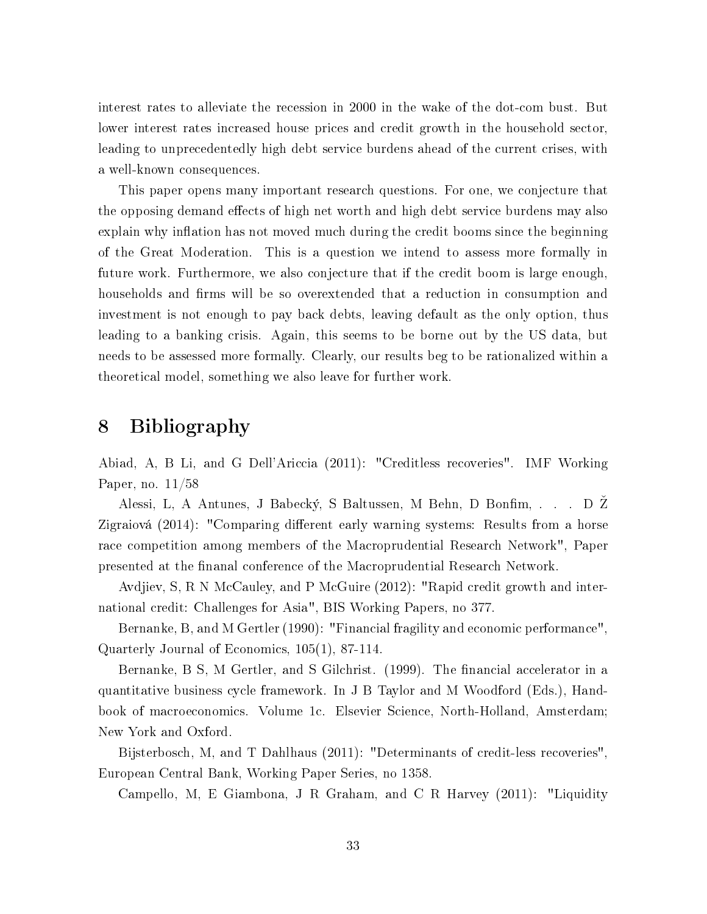interest rates to alleviate the recession in 2000 in the wake of the dot-com bust. But lower interest rates increased house prices and credit growth in the household sector, leading to unprecedentedly high debt service burdens ahead of the current crises, with a well-known consequences.

This paper opens many important research questions. For one, we conjecture that the opposing demand effects of high net worth and high debt service burdens may also explain why inflation has not moved much during the credit booms since the beginning of the Great Moderation. This is a question we intend to assess more formally in future work. Furthermore, we also conjecture that if the credit boom is large enough, households and firms will be so overextended that a reduction in consumption and investment is not enough to pay back debts, leaving default as the only option, thus leading to a banking crisis. Again, this seems to be borne out by the US data, but needs to be assessed more formally. Clearly, our results beg to be rationalized within a theoretical model, something we also leave for further work.

# 8 Bibliography

Abiad, A, B Li, and G Dell'Ariccia (2011): "Creditless recoveries". IMF Working Paper, no. 11/58

Alessi, L, A Antunes, J Babecký, S Baltussen, M Behn, D Bonfim, . . . D Ž Zigraiová (2014): "Comparing different early warning systems: Results from a horse race competition among members of the Macroprudential Research Network", Paper presented at the finanal conference of the Macroprudential Research Network.

Avdjiev, S, R N McCauley, and P McGuire (2012): "Rapid credit growth and international credit: Challenges for Asia", BIS Working Papers, no 377.

Bernanke, B, and M Gertler (1990): "Financial fragility and economic performance", Quarterly Journal of Economics, 105(1), 87-114.

Bernanke, B S, M Gertler, and S Gilchrist. (1999). The financial accelerator in a quantitative business cycle framework. In J B Taylor and M Woodford (Eds.), Handbook of macroeconomics. Volume 1c. Elsevier Science, North-Holland, Amsterdam; New York and Oxford.

Bijsterbosch, M, and T Dahlhaus (2011): "Determinants of credit-less recoveries", European Central Bank, Working Paper Series, no 1358.

Campello, M, E Giambona, J R Graham, and C R Harvey (2011): "Liquidity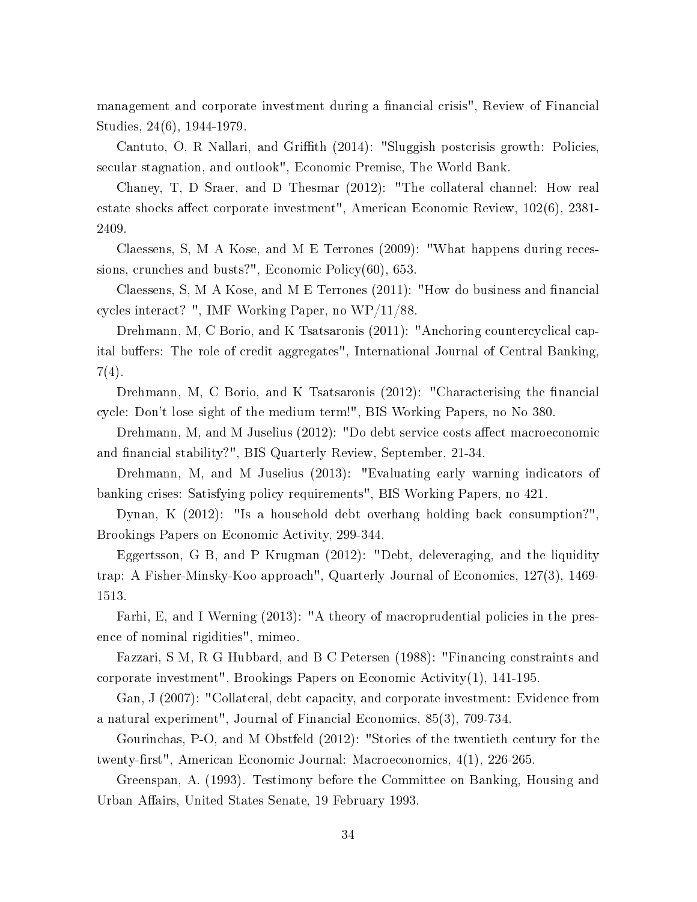management and corporate investment during a financial crisis", Review of Financial Studies, 24(6), 1944-1979.

Cantuto, O, R Nallari, and Griffith (2014): "Sluggish postcrisis growth: Policies, secular stagnation, and outlook", Economic Premise, The World Bank.

Chaney, T, D Sraer, and D Thesmar (2012): "The collateral channel: How real estate shocks affect corporate investment", American Economic Review, 102(6), 2381-2409.

Claessens, S, M A Kose, and M E Terrones (2009): "What happens during recessions, crunches and busts?", Economic Policy(60), 653.

Claessens, S, M A Kose, and M E Terrones (2011): "How do business and financial cycles interact? ", IMF Working Paper, no WP/11/88.

Drehmann, M, C Borio, and K Tsatsaronis (2011): "Anchoring countercyclical capital buffers: The role of credit aggregates", International Journal of Central Banking, 7(4).

Drehmann, M, C Borio, and K Tsatsaronis (2012): "Characterising the financial cycle: Don't lose sight of the medium term!", BIS Working Papers, no No 380.

Drehmann, M, and M Juselius (2012): "Do debt service costs affect macroeconomic and financial stability?", BIS Quarterly Review, September, 21-34.

Drehmann, M, and M Juselius (2013): "Evaluating early warning indicators of banking crises: Satisfying policy requirements", BIS Working Papers, no 421.

Dynan, K (2012): "Is a household debt overhang holding back consumption?", Brookings Papers on Economic Activity, 299-344.

Eggertsson, G B, and P Krugman (2012): "Debt, deleveraging, and the liquidity trap: A Fisher-Minsky-Koo approach", Quarterly Journal of Economics, 127(3), 1469-1513.

Farhi, E, and I Werning (2013): "A theory of macroprudential policies in the presence of nominal rigidities", mimeo.

Fazzari, S M, R G Hubbard, and B C Petersen (1988): "Financing constraints and corporate investment", Brookings Papers on Economic Activity(1), 141-195.

Gan, J (2007): "Collateral, debt capacity, and corporate investment: Evidence from a natural experiment", Journal of Financial Economics, 85(3), 709-734.

Gourinchas, P-O, and M Obstfeld (2012): "Stories of the twentieth century for the twenty-first", American Economic Journal: Macroeconomics, 4(1), 226-265.

Greenspan, A. (1993). Testimony before the Committee on Banking, Housing and Urban Affairs, United States Senate, 19 February 1993.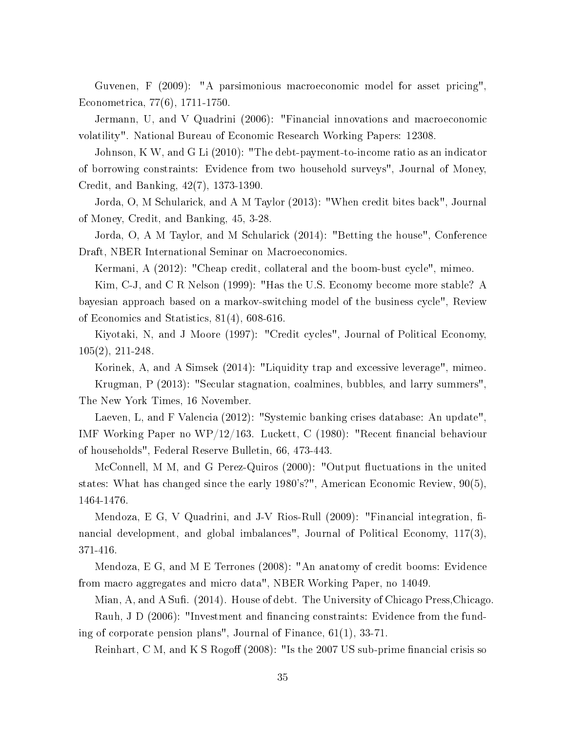Guvenen, F (2009): "A parsimonious macroeconomic model for asset pricing", Econometrica, 77(6), 1711-1750.

Jermann, U, and V Quadrini (2006): "Financial innovations and macroeconomic volatility". National Bureau of Economic Research Working Papers: 12308.

Johnson, K W, and G Li (2010): "The debt-payment-to-income ratio as an indicator of borrowing constraints: Evidence from two household surveys", Journal of Money, Credit, and Banking, 42(7), 1373-1390.

Jorda, O, M Schularick, and A M Taylor (2013): "When credit bites back", Journal of Money, Credit, and Banking, 45, 3-28.

Jorda, O, A M Taylor, and M Schularick (2014): "Betting the house", Conference Draft, NBER International Seminar on Macroeconomics.

Kermani, A (2012): "Cheap credit, collateral and the boom-bust cycle", mimeo.

Kim, C-J, and C R Nelson (1999): "Has the U.S. Economy become more stable? A bayesian approach based on a markov-switching model of the business cycle", Review of Economics and Statistics, 81(4), 608-616.

Kiyotaki, N, and J Moore (1997): "Credit cycles", Journal of Political Economy, 105(2), 211-248.

Korinek, A, and A Simsek (2014): "Liquidity trap and excessive leverage", mimeo.

Krugman, P (2013): "Secular stagnation, coalmines, bubbles, and larry summers", The New York Times, 16 November.

Laeven, L, and F Valencia (2012): "Systemic banking crises database: An update", IMF Working Paper no WP/12/163. Luckett, C (1980): "Recent financial behaviour of households", Federal Reserve Bulletin, 66, 473-443.

McConnell, M M, and G Perez-Quiros (2000): "Output fluctuations in the united states: What has changed since the early 1980's?", American Economic Review, 90(5), 1464-1476.

Mendoza, E G, V Quadrini, and J-V Rios-Rull (2009): "Financial integration, financial development, and global imbalances", Journal of Political Economy, 117(3), 371-416.

Mendoza, E G, and M E Terrones (2008): "An anatomy of credit booms: Evidence from macro aggregates and micro data", NBER Working Paper, no 14049.

Mian, A, and A Sufi. (2014). House of debt. The University of Chicago Press,Chicago.

Rauh, J D (2006): "Investment and financing constraints: Evidence from the funding of corporate pension plans", Journal of Finance, 61(1), 33-71.

Reinhart, C M, and K S Rogoff (2008): "Is the 2007 US sub-prime financial crisis so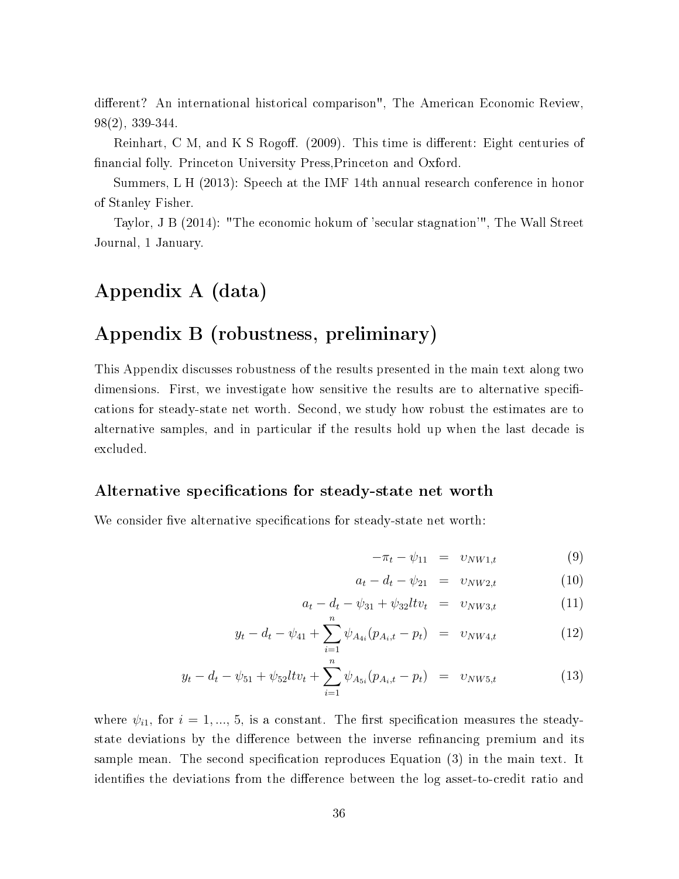different? An international historical comparison", The American Economic Review, 98(2), 339-344.

Reinhart, C M, and K S Rogoff. (2009). This time is different: Eight centuries of financial folly. Princeton University Press,Princeton and Oxford.

Summers, L H (2013): Speech at the IMF 14th annual research conference in honor of Stanley Fisher.

Taylor, J B (2014): "The economic hokum of 'secular stagnation'", The Wall Street Journal, 1 January.

# Appendix A (data)

# Appendix B (robustness, preliminary)

This Appendix discusses robustness of the results presented in the main text along two dimensions. First, we investigate how sensitive the results are to alternative specifications for steady-state net worth. Second, we study how robust the estimates are to alternative samples, and in particular if the results hold up when the last decade is excluded.

### Alternative specifications for steady-state net worth

We consider five alternative specifications for steady-state net worth:

$$-\pi_t - \psi_{11} = \upsilon_{NW1,t} \tag{9}$$

$$a_t - d_t - \psi_{21} = \upsilon_{NW2,t} \tag{10}$$

$$a_t - d_t - \psi_{31} + \psi_{32} ltv_t = \upsilon_{NW3,t} \tag{11}$$

$$y_t - d_t - \psi_{41} + \sum_{i=1}^{n} \psi_{A_{4i}}(p_{A_i,t} - p_t) = \upsilon_{NW4,t} \tag{12}$$

$$y_t - d_t - \psi_{51} + \psi_{52} ltv_t + \sum_{i=1}^{n} \psi_{A_{5i}}(p_{A_i,t} - p_t) = \upsilon_{NW5,t} \tag{13}$$

where $\psi_{i1}$, for $i = 1, ..., 5$, is a constant. The first specification measures the steady-state deviations by the difference between the inverse refinancing premium and its sample mean. The second specification reproduces Equation (3) in the main text. It identifies the deviations from the difference between the log asset-to-credit ratio and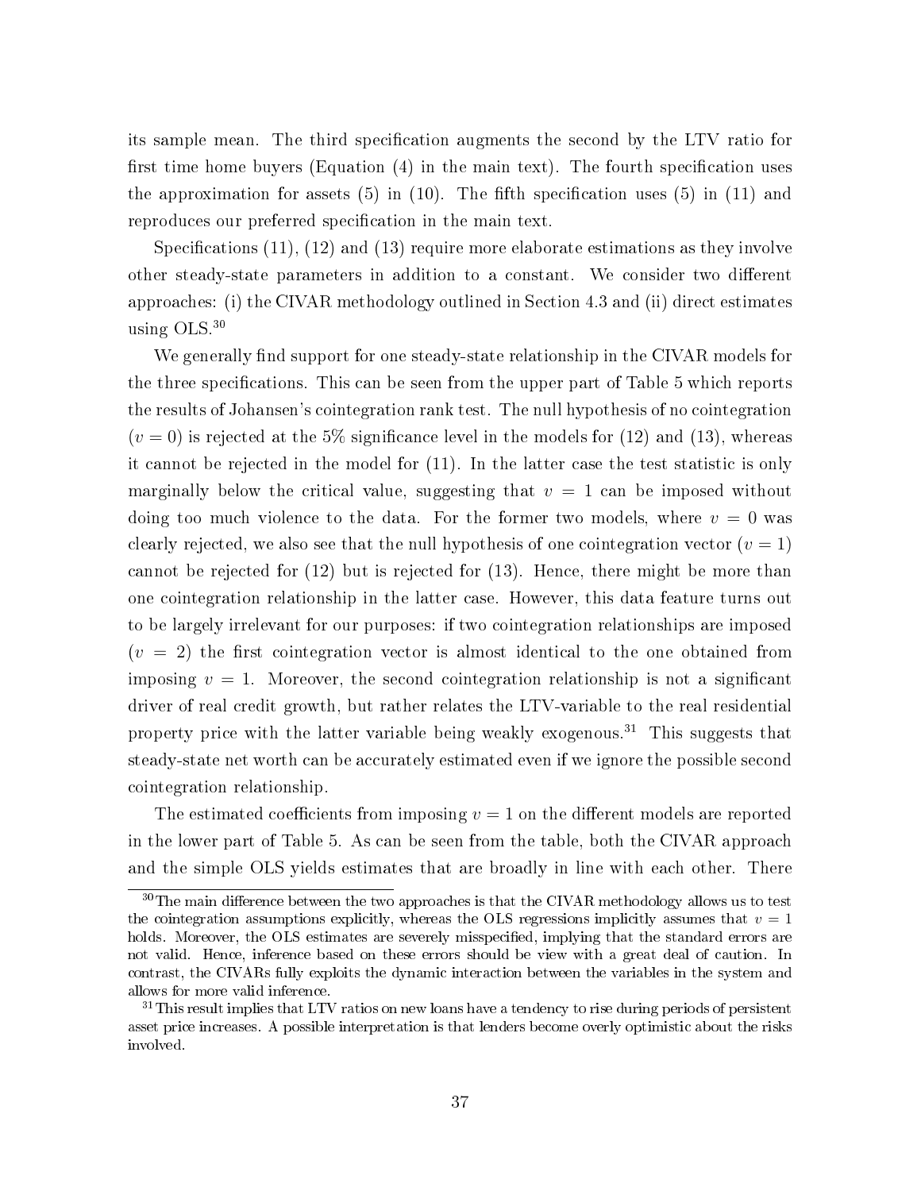its sample mean. The third specification augments the second by the LTV ratio for first time home buyers (Equation (4) in the main text). The fourth specification uses the approximation for assets (5) in (10). The fifth specification uses (5) in (11) and reproduces our preferred specification in the main text.

Specifications (11), (12) and (13) require more elaborate estimations as they involve other steady-state parameters in addition to a constant. We consider two different approaches: (i) the CIVAR methodology outlined in Section 4.3 and (ii) direct estimates using OLS.[30]

We generally find support for one steady-state relationship in the CIVAR models for the three specifications. This can be seen from the upper part of Table 5 which reports the results of Johansen's cointegration rank test. The null hypothesis of no cointegration ($v = 0$) is rejected at the 5% significance level in the models for (12) and (13), whereas it cannot be rejected in the model for (11). In the latter case the test statistic is only marginally below the critical value, suggesting that $v = 1$ can be imposed without doing too much violence to the data. For the former two models, where $v = 0$ was clearly rejected, we also see that the null hypothesis of one cointegration vector ($v = 1$) cannot be rejected for (12) but is rejected for (13). Hence, there might be more than one cointegration relationship in the latter case. However, this data feature turns out to be largely irrelevant for our purposes: if two cointegration relationships are imposed ($v = 2$) the first cointegration vector is almost identical to the one obtained from imposing $v = 1$. Moreover, the second cointegration relationship is not a significant driver of real credit growth, but rather relates the LTV-variable to the real residential property price with the latter variable being weakly exogenous.[31] This suggests that steady-state net worth can be accurately estimated even if we ignore the possible second cointegration relationship.

The estimated coefficients from imposing $v = 1$ on the different models are reported in the lower part of Table 5. As can be seen from the table, both the CIVAR approach and the simple OLS yields estimates that are broadly in line with each other. There

[30] The main difference between the two approaches is that the CIVAR methodology allows us to test the cointegration assumptions explicitly, whereas the OLS regressions implicitly assumes that $v = 1$ holds. Moreover, the OLS estimates are severely misspecified, implying that the standard errors are not valid. Hence, inference based on these errors should be view with a great deal of caution. In contrast, the CIVARs fully exploits the dynamic interaction between the variables in the system and allows for more valid inference.

[31] This result implies that LTV ratios on new loans have a tendency to rise during periods of persistent asset price increases. A possible interpretation is that lenders become overly optimistic about the risks involved.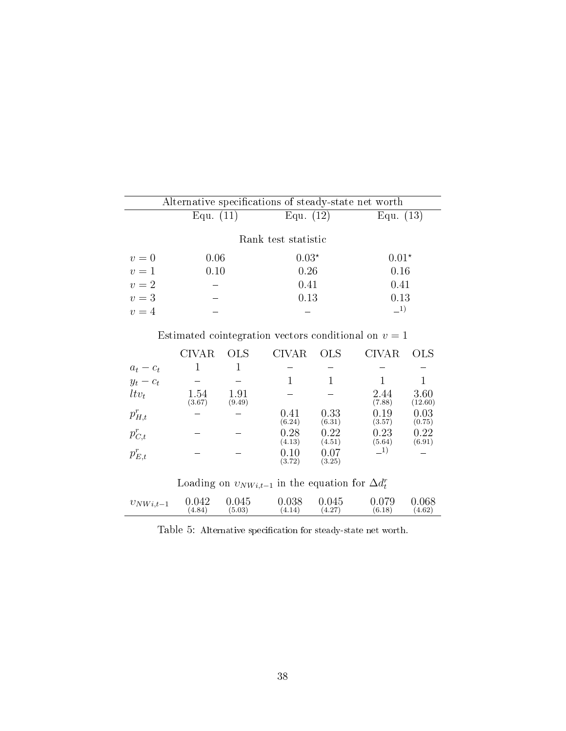| Alternative specifications of steady-state net worth | | | | | | |
|---|---|---|---|---|---|---|
| | Equ. (11) | | Equ. (12) | | Equ. (13) | |
| | | | Rank test statistic | | | |
| $v = 0$ | 0.06 | | $0.03^{\star}$ | | $0.01^{\star}$ | |
| $v = 1$ | 0.10 | | 0.26 | | 0.16 | |
| $v = 2$ | – | | 0.41 | | 0.41 | |
| $v = 3$ | – | | 0.13 | | 0.13 | |
| $v = 4$ | – | | – | | –[1)] | |
| | | | Estimated cointegration vectors conditional on $v = 1$ | | | |
| | CIVAR | OLS | CIVAR | OLS | CIVAR | OLS |
| $a_t - c_t$ | 1 | 1 | – | – | – | – |
| $y_t - c_t$ | – | – | 1 | 1 | 1 | 1 |
| $ltv_t$ | 1.54 (3.67) | 1.91 (9.49) | – | – | 2.44 (7.88) | 3.60 (12.60) |
| $p^r_{H,t}$ | – | – | 0.41 (6.24) | 0.33 (6.31) | 0.19 (3.57) | 0.03 (0.75) |
| $p^r_{C,t}$ | – | – | 0.28 (4.13) | 0.22 (4.51) | 0.23 (5.64) | 0.22 (6.91) |
| $p^r_{E,t}$ | – | – | 0.10 (3.72) | 0.07 (3.25) | –[1)] | – |
| | | | Loading on $\upsilon_{NWi,t-1}$ in the equation for $\Delta d^r_t$ | | | |
| $\upsilon_{NWi,t-1}$ | 0.042 (4.84) | 0.045 (5.03) | 0.038 (4.14) | 0.045 (4.27) | 0.079 (6.18) | 0.068 (4.62) |

Table 5: Alternative specification for steady-state net worth.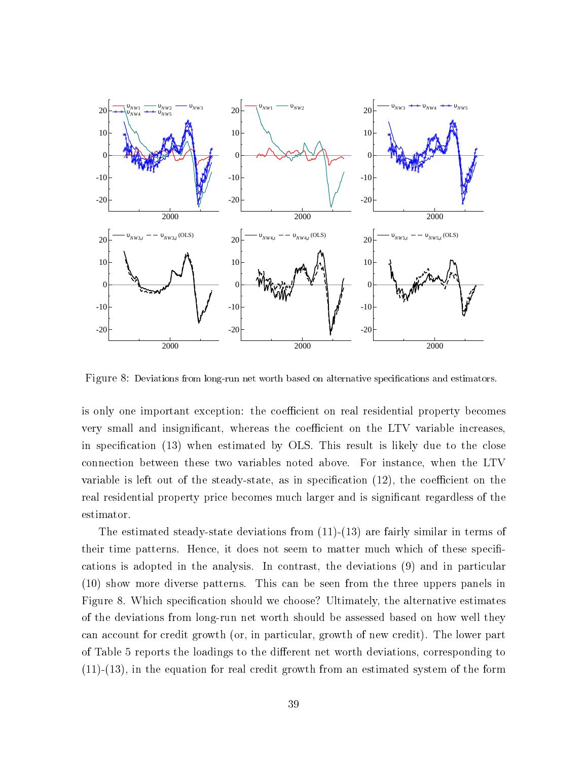Figure 8: Deviations from long-run net worth based on alternative specifications and estimators.

is only one important exception: the coefficient on real residential property becomes very small and insignificant, whereas the coefficient on the LTV variable increases, in specification (13) when estimated by OLS. This result is likely due to the close connection between these two variables noted above. For instance, when the LTV variable is left out of the steady-state, as in specification (12), the coefficient on the real residential property price becomes much larger and is significant regardless of the estimator.

The estimated steady-state deviations from (11)-(13) are fairly similar in terms of their time patterns. Hence, it does not seem to matter much which of these specifications is adopted in the analysis. In contrast, the deviations (9) and in particular (10) show more diverse patterns. This can be seen from the three uppers panels in Figure 8. Which specification should we choose? Ultimately, the alternative estimates of the deviations from long-run net worth should be assessed based on how well they can account for credit growth (or, in particular, growth of new credit). The lower part of Table 5 reports the loadings to the different net worth deviations, corresponding to (11)-(13), in the equation for real credit growth from an estimated system of the form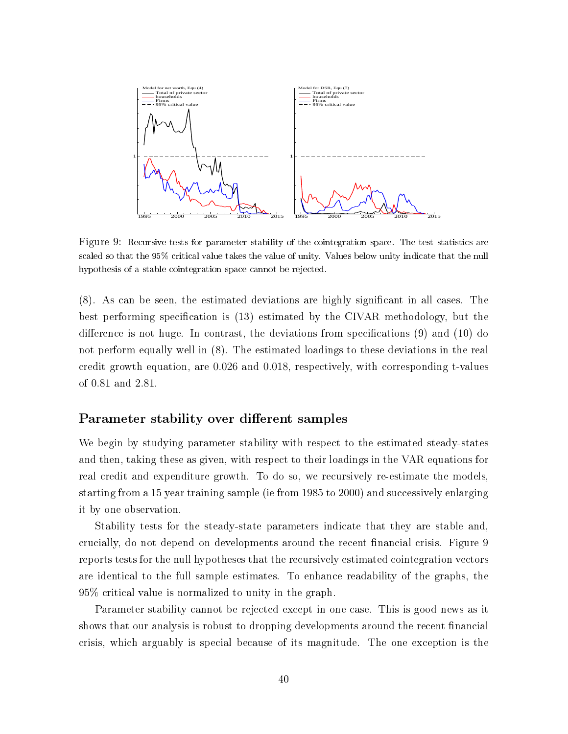Figure 9: Recursive tests for parameter stability of the cointegration space. The test statistics are scaled so that the 95% critical value takes the value of unity. Values below unity indicate that the null hypothesis of a stable cointegration space cannot be rejected.

(8). As can be seen, the estimated deviations are highly significant in all cases. The best performing specification is (13) estimated by the CIVAR methodology, but the difference is not huge. In contrast, the deviations from specifications (9) and (10) do not perform equally well in (8). The estimated loadings to these deviations in the real credit growth equation, are 0.026 and 0.018, respectively, with corresponding t-values of 0.81 and 2.81.

## Parameter stability over different samples

We begin by studying parameter stability with respect to the estimated steady-states and then, taking these as given, with respect to their loadings in the VAR equations for real credit and expenditure growth. To do so, we recursively re-estimate the models, starting from a 15 year training sample (ie from 1985 to 2000) and successively enlarging it by one observation.

Stability tests for the steady-state parameters indicate that they are stable and, crucially, do not depend on developments around the recent financial crisis. Figure 9 reports tests for the null hypotheses that the recursively estimated cointegration vectors are identical to the full sample estimates. To enhance readability of the graphs, the 95% critical value is normalized to unity in the graph.

Parameter stability cannot be rejected except in one case. This is good news as it shows that our analysis is robust to dropping developments around the recent financial crisis, which arguably is special because of its magnitude. The one exception is the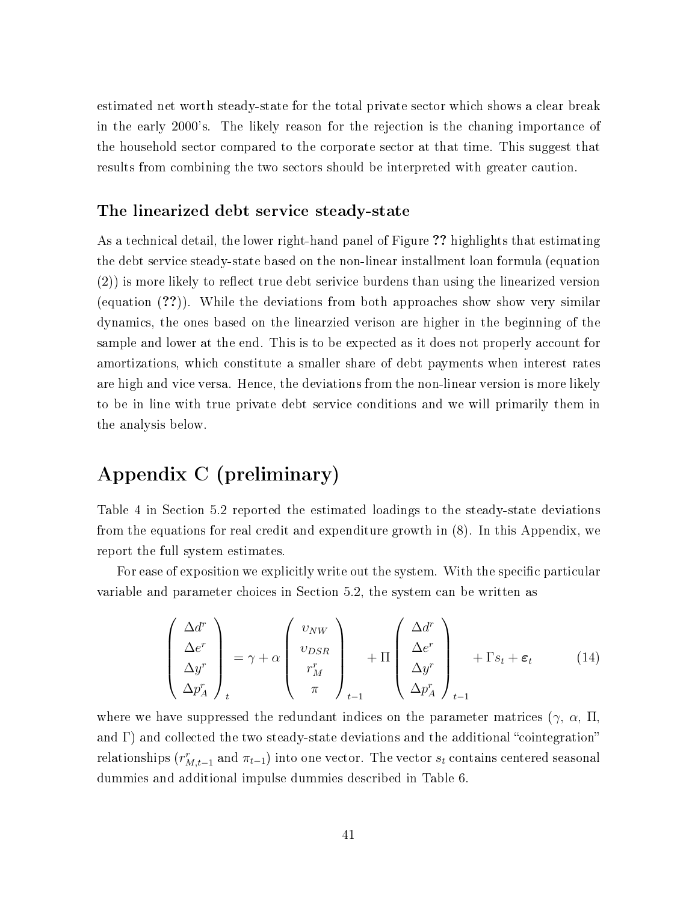estimated net worth steady-state for the total private sector which shows a clear break in the early 2000's. The likely reason for the rejection is the chaning importance of the household sector compared to the corporate sector at that time. This suggest that results from combining the two sectors should be interpreted with greater caution.

### The linearized debt service steady-state

As a technical detail, the lower right-hand panel of Figure **??** highlights that estimating the debt service steady-state based on the non-linear installment loan formula (equation (2)) is more likely to reflect true debt serivice burdens than using the linearized version (equation (**??**)). While the deviations from both approaches show show very similar dynamics, the ones based on the linearzied verison are higher in the beginning of the sample and lower at the end. This is to be expected as it does not properly account for amortizations, which constitute a smaller share of debt payments when interest rates are high and vice versa. Hence, the deviations from the non-linear version is more likely to be in line with true private debt service conditions and we will primarily them in the analysis below.

# Appendix C (preliminary)

Table 4 in Section 5.2 reported the estimated loadings to the steady-state deviations from the equations for real credit and expenditure growth in (8). In this Appendix, we report the full system estimates.

For ease of exposition we explicitly write out the system. With the specific particular variable and parameter choices in Section 5.2, the system can be written as

$$\begin{pmatrix} \Delta d^r \\ \Delta e^r \\ \Delta y^r \\ \Delta p_A^r \end{pmatrix}_t = \gamma + \alpha \begin{pmatrix} \upsilon_{NW} \\ \upsilon_{DSR} \\ r_M^r \\ \pi \end{pmatrix}_{t-1} + \Pi \begin{pmatrix} \Delta d^r \\ \Delta e^r \\ \Delta y^r \\ \Delta p_A^r \end{pmatrix}_{t-1} + \Gamma s_t + \boldsymbol{\varepsilon}_t \tag{14}$$

where we have suppressed the redundant indices on the parameter matrices ($\gamma$, $\alpha$, $\Pi$, and $\Gamma$) and collected the two steady-state deviations and the additional "cointegration" relationships ($r_{M,t-1}^r$ and $\pi_{t-1}$) into one vector. The vector $s_t$ contains centered seasonal dummies and additional impulse dummies described in Table 6.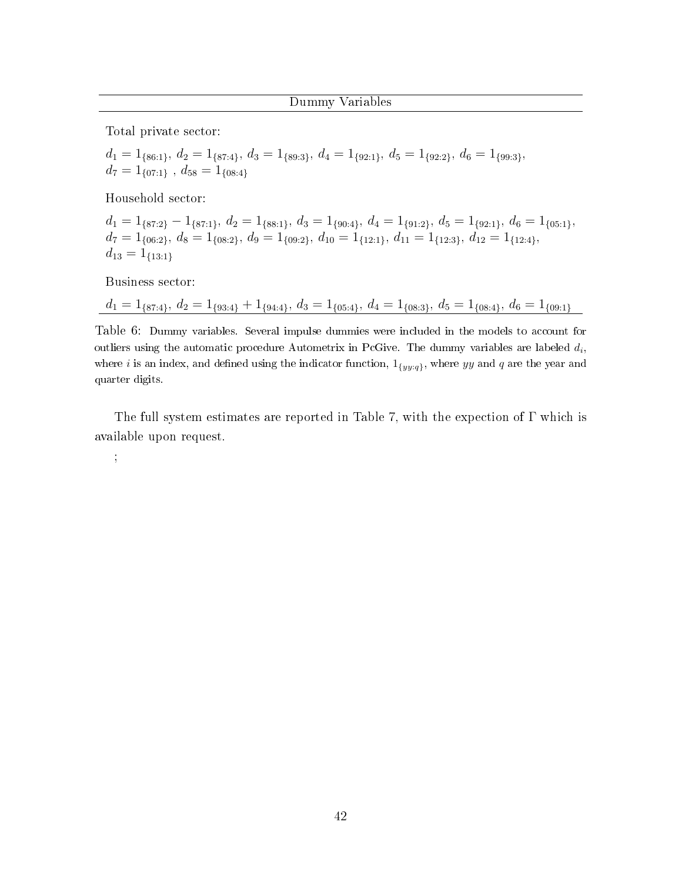| Dummy Variables |
|---|
| Total private sector: |
| $d_1 = 1_{\{86:1\}}$, $d_2 = 1_{\{87:4\}}$, $d_3 = 1_{\{89:3\}}$, $d_4 = 1_{\{92:1\}}$, $d_5 = 1_{\{92:2\}}$, $d_6 = 1_{\{99:3\}}$, $d_7 = 1_{\{07:1\}}$ , $d_{58} = 1_{\{08:4\}}$ |
| Household sector: |
| $d_1 = 1_{\{87:2\}} - 1_{\{87:1\}}$, $d_2 = 1_{\{88:1\}}$, $d_3 = 1_{\{90:4\}}$, $d_4 = 1_{\{91:2\}}$, $d_5 = 1_{\{92:1\}}$, $d_6 = 1_{\{05:1\}}$, $d_7 = 1_{\{06:2\}}$, $d_8 = 1_{\{08:2\}}$, $d_9 = 1_{\{09:2\}}$, $d_{10} = 1_{\{12:1\}}$, $d_{11} = 1_{\{12:3\}}$, $d_{12} = 1_{\{12:4\}}$, $d_{13} = 1_{\{13:1\}}$ |
| Business sector: |
| $d_1 = 1_{\{87:4\}}$, $d_2 = 1_{\{93:4\}} + 1_{\{94:4\}}$, $d_3 = 1_{\{05:4\}}$, $d_4 = 1_{\{08:3\}}$, $d_5 = 1_{\{08:4\}}$, $d_6 = 1_{\{09:1\}}$ |

Table 6: Dummy variables. Several impulse dummies were included in the models to account for outliers using the automatic procedure Autometrix in PcGive. The dummy variables are labeled $d_i$, where $i$ is an index, and defined using the indicator function, $1_{\{yy:q\}}$, where $yy$ and $q$ are the year and quarter digits.

The full system estimates are reported in Table 7, with the expection of $\Gamma$ which is available upon request.

;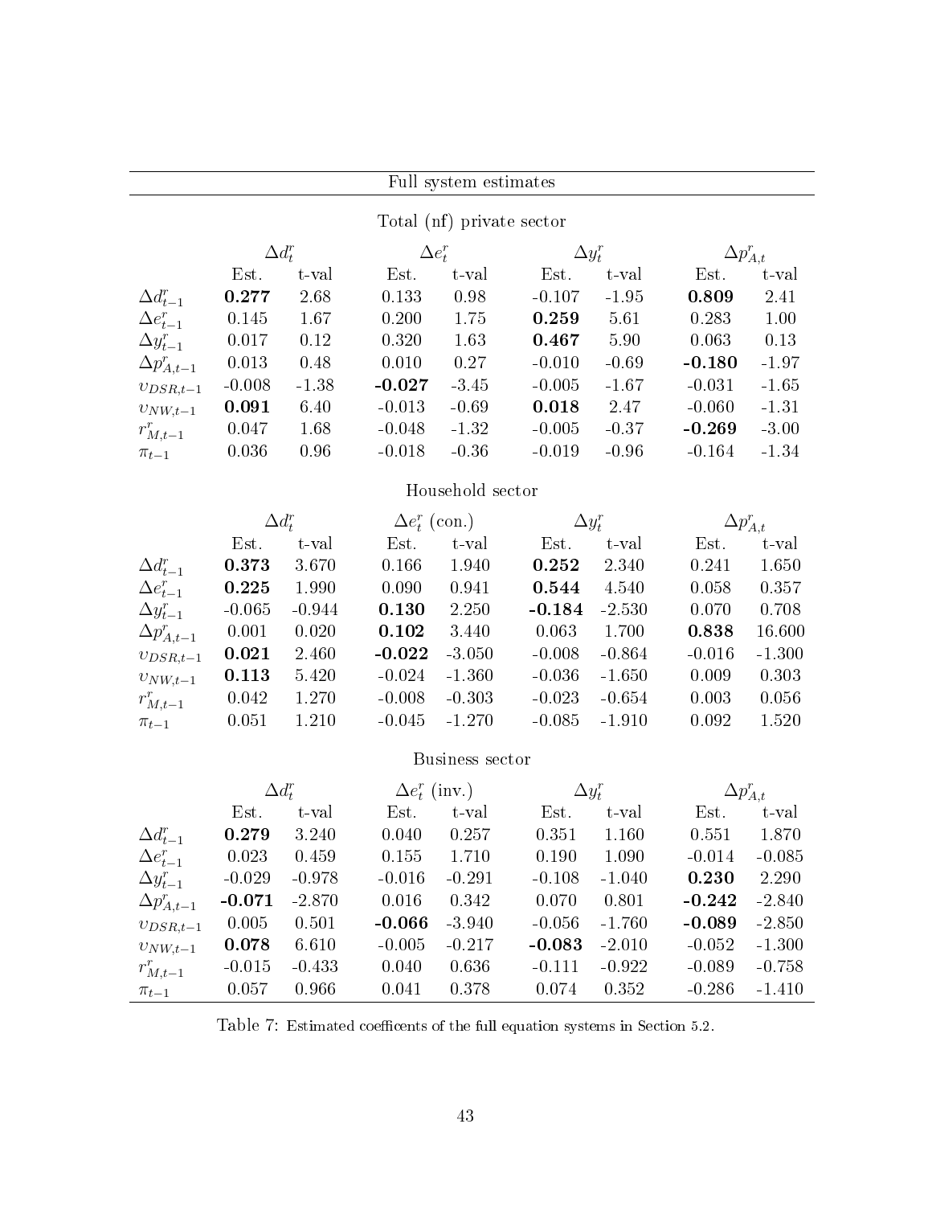| Full system estimates | | | | | | | | |
|---|---|---|---|---|---|---|---|---|
| **Total (nf) private sector** | | | | | | | | |
| | $\Delta d_t^r$ | | $\Delta e_t^r$ | | $\Delta y_t^r$ | | $\Delta p_{A,t}^r$ | |
| | Est. | t-val | Est. | t-val | Est. | t-val | Est. | t-val |
| $\Delta d_{t-1}^r$ | **0.277** | 2.68 | 0.133 | 0.98 | -0.107 | -1.95 | **0.809** | 2.41 |
| $\Delta e_{t-1}^r$ | 0.145 | 1.67 | 0.200 | 1.75 | **0.259** | 5.61 | 0.283 | 1.00 |
| $\Delta y_{t-1}^r$ | 0.017 | 0.12 | 0.320 | 1.63 | **0.467** | 5.90 | 0.063 | 0.13 |
| $\Delta p_{A,t-1}^r$ | 0.013 | 0.48 | 0.010 | 0.27 | -0.010 | -0.69 | **-0.180** | -1.97 |
| $\upsilon_{DSR,t-1}$ | -0.008 | -1.38 | **-0.027** | -3.45 | -0.005 | -1.67 | -0.031 | -1.65 |
| $\upsilon_{NW,t-1}$ | **0.091** | 6.40 | -0.013 | -0.69 | **0.018** | 2.47 | -0.060 | -1.31 |
| $r_{M,t-1}^r$ | 0.047 | 1.68 | -0.048 | -1.32 | -0.005 | -0.37 | **-0.269** | -3.00 |
| $\pi_{t-1}$ | 0.036 | 0.96 | -0.018 | -0.36 | -0.019 | -0.96 | -0.164 | -1.34 |
| **Household sector** | | | | | | | | |
| | $\Delta d_t^r$ | | $\Delta e_t^r$ (con.) | | $\Delta y_t^r$ | | $\Delta p_{A,t}^r$ | |
| | Est. | t-val | Est. | t-val | Est. | t-val | Est. | t-val |
| $\Delta d_{t-1}^r$ | **0.373** | 3.670 | 0.166 | 1.940 | **0.252** | 2.340 | 0.241 | 1.650 |
| $\Delta e_{t-1}^r$ | **0.225** | 1.990 | 0.090 | 0.941 | **0.544** | 4.540 | 0.058 | 0.357 |
| $\Delta y_{t-1}^r$ | -0.065 | -0.944 | **0.130** | 2.250 | **-0.184** | -2.530 | 0.070 | 0.708 |
| $\Delta p_{A,t-1}^r$ | 0.001 | 0.020 | **0.102** | 3.440 | 0.063 | 1.700 | **0.838** | 16.600 |
| $\upsilon_{DSR,t-1}$ | **0.021** | 2.460 | **-0.022** | -3.050 | -0.008 | -0.864 | -0.016 | -1.300 |
| $\upsilon_{NW,t-1}$ | **0.113** | 5.420 | -0.024 | -1.360 | -0.036 | -1.650 | 0.009 | 0.303 |
| $r_{M,t-1}^r$ | 0.042 | 1.270 | -0.008 | -0.303 | -0.023 | -0.654 | 0.003 | 0.056 |
| $\pi_{t-1}$ | 0.051 | 1.210 | -0.045 | -1.270 | -0.085 | -1.910 | 0.092 | 1.520 |
| **Business sector** | | | | | | | | |
| | $\Delta d_t^r$ | | $\Delta e_t^r$ (inv.) | | $\Delta y_t^r$ | | $\Delta p_{A,t}^r$ | |
| | Est. | t-val | Est. | t-val | Est. | t-val | Est. | t-val |
| $\Delta d_{t-1}^r$ | **0.279** | 3.240 | 0.040 | 0.257 | 0.351 | 1.160 | 0.551 | 1.870 |
| $\Delta e_{t-1}^r$ | 0.023 | 0.459 | 0.155 | 1.710 | 0.190 | 1.090 | -0.014 | -0.085 |
| $\Delta y_{t-1}^r$ | -0.029 | -0.978 | -0.016 | -0.291 | -0.108 | -1.040 | **0.230** | 2.290 |
| $\Delta p_{A,t-1}^r$ | **-0.071** | -2.870 | 0.016 | 0.342 | 0.070 | 0.801 | **-0.242** | -2.840 |
| $\upsilon_{DSR,t-1}$ | 0.005 | 0.501 | **-0.066** | -3.940 | -0.056 | -1.760 | **-0.089** | -2.850 |
| $\upsilon_{NW,t-1}$ | **0.078** | 6.610 | -0.005 | -0.217 | **-0.083** | -2.010 | -0.052 | -1.300 |
| $r_{M,t-1}^r$ | -0.015 | -0.433 | 0.040 | 0.636 | -0.111 | -0.922 | -0.089 | -0.758 |
| $\pi_{t-1}$ | 0.057 | 0.966 | 0.041 | 0.378 | 0.074 | 0.352 | -0.286 | -1.410 |

Table 7: Estimated coefficents of the full equation systems in Section 5.2.